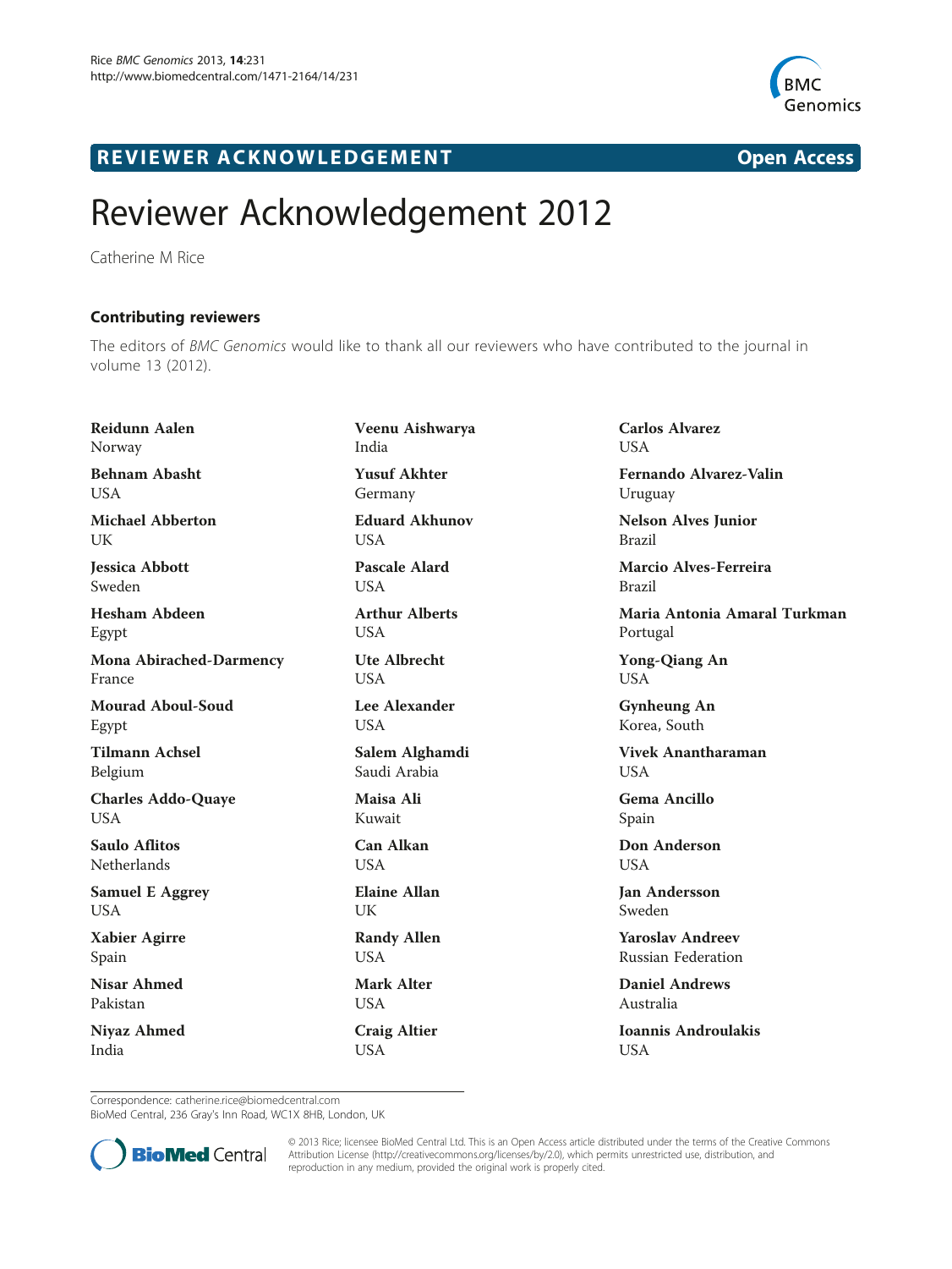REVIEWER ACKNOWLEDGEMENT

Open Access

# Reviewer Acknowledgement 2012

Catherine M Rice

## Contributing reviewers

The editors of *BMC Genomics* would like to thank all our reviewers who have contributed to the journal in volume 13 (2012).

**Reidunn Aalen**
Norway

**Behnam Abasht**
USA

**Michael Abberton**
UK

**Jessica Abbott**
Sweden

**Hesham Abdeen**
Egypt

**Mona Abirached-Darmency**
France

**Mourad Aboul-Soud**
Egypt

**Tilmann Achsel**
Belgium

**Charles Addo-Quaye**
USA

**Saulo Aflitos**
Netherlands

**Samuel E Aggrey**
USA

**Xabier Agirre**
Spain

**Nisar Ahmed**
Pakistan

**Niyaz Ahmed**
India

**Veenu Aishwarya**
India

**Yusuf Akhter**
Germany

**Eduard Akhunov**
USA

**Pascale Alard**
USA

**Arthur Alberts**
USA

**Ute Albrecht**
USA

**Lee Alexander**
USA

**Salem Alghamdi**
Saudi Arabia

**Maisa Ali**
Kuwait

**Can Alkan**
USA

**Elaine Allan**
UK

**Randy Allen**
USA

**Mark Alter**
USA

**Craig Altier**
USA

**Carlos Alvarez**
USA

**Fernando Alvarez-Valin**
Uruguay

**Nelson Alves Junior**
Brazil

**Marcio Alves-Ferreira**
Brazil

**Maria Antonia Amaral Turkman**
Portugal

**Yong-Qiang An**
USA

**Gynheung An**
Korea, South

**Vivek Anantharaman**
USA

**Gema Ancillo**
Spain

**Don Anderson**
USA

**Jan Andersson**
Sweden

**Yaroslav Andreev**
Russian Federation

**Daniel Andrews**
Australia

**Ioannis Androulakis**
USA

Correspondence: catherine.rice@biomedcentral.com
BioMed Central, 236 Gray's Inn Road, WC1X 8HB, London, UK

© 2013 Rice; licensee BioMed Central Ltd. This is an Open Access article distributed under the terms of the Creative Commons Attribution License (http://creativecommons.org/licenses/by/2.0), which permits unrestricted use, distribution, and reproduction in any medium, provided the original work is properly cited.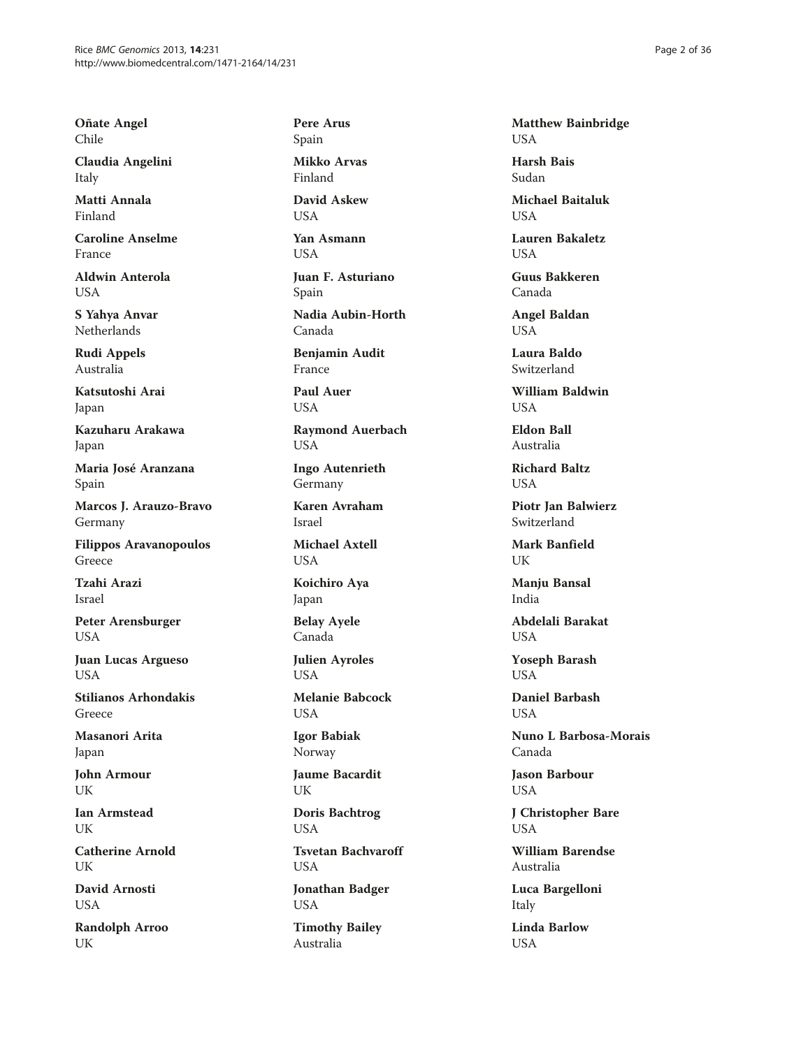**Oñate Angel**
Chile

**Claudia Angelini**
Italy

**Matti Annala**
Finland

**Caroline Anselme**
France

**Aldwin Anterola**
USA

**S Yahya Anvar**
Netherlands

**Rudi Appels**
Australia

**Katsutoshi Arai**
Japan

**Kazuharu Arakawa**
Japan

**Maria José Aranzana**
Spain

**Marcos J. Arauzo-Bravo**
Germany

**Filippos Aravanopoulos**
Greece

**Tzahi Arazi**
Israel

**Peter Arensburger**
USA

**Juan Lucas Argueso**
USA

**Stilianos Arhondakis**
Greece

**Masanori Arita**
Japan

**John Armour**
UK

**Ian Armstead**
UK

**Catherine Arnold**
UK

**David Arnosti**
USA

**Randolph Arroo**
UK

**Pere Arus**
Spain

**Mikko Arvas**
Finland

**David Askew**
USA

**Yan Asmann**
USA

**Juan F. Asturiano**
Spain

**Nadia Aubin-Horth**
Canada

**Benjamin Audit**
France

**Paul Auer**
USA

**Raymond Auerbach**
USA

**Ingo Autenrieth**
Germany

**Karen Avraham**
Israel

**Michael Axtell**
USA

**Koichiro Aya**
Japan

**Belay Ayele**
Canada

**Julien Ayroles**
USA

**Melanie Babcock**
USA

**Igor Babiak**
Norway

**Jaume Bacardit**
UK

**Doris Bachtrog**
USA

**Tsvetan Bachvaroff**
USA

**Jonathan Badger**
USA

**Timothy Bailey**
Australia

**Matthew Bainbridge**
USA

**Harsh Bais**
Sudan

**Michael Baitaluk**
USA

**Lauren Bakaletz**
USA

**Guus Bakkeren**
Canada

**Angel Baldan**
USA

**Laura Baldo**
Switzerland

**William Baldwin**
USA

**Eldon Ball**
Australia

**Richard Baltz**
USA

**Piotr Jan Balwierz**
Switzerland

**Mark Banfield**
UK

**Manju Bansal**
India

**Abdelali Barakat**
USA

**Yoseph Barash**
USA

**Daniel Barbash**
USA

**Nuno L Barbosa-Morais**
Canada

**Jason Barbour**
USA

**J Christopher Bare**
USA

**William Barendse**
Australia

**Luca Bargelloni**
Italy

**Linda Barlow**
USA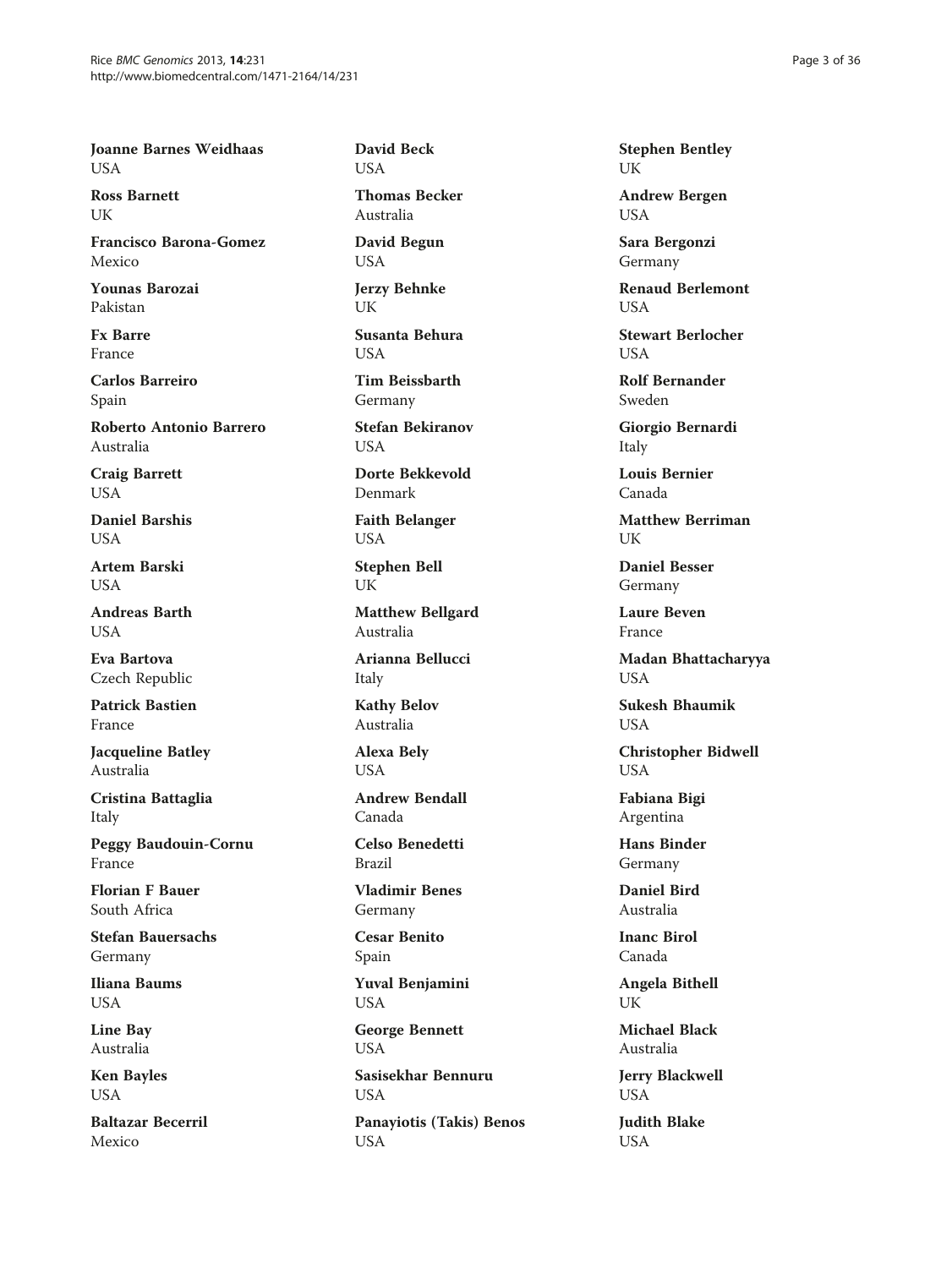**Joanne Barnes Weidhaas**
USA

**Ross Barnett**
UK

**Francisco Barona-Gomez**
Mexico

**Younas Barozai**
Pakistan

**Fx Barre**
France

**Carlos Barreiro**
Spain

**Roberto Antonio Barrero**
Australia

**Craig Barrett**
USA

**Daniel Barshis**
USA

**Artem Barski**
USA

**Andreas Barth**
USA

**Eva Bartova**
Czech Republic

**Patrick Bastien**
France

**Jacqueline Batley**
Australia

**Cristina Battaglia**
Italy

**Peggy Baudouin-Cornu**
France

**Florian F Bauer**
South Africa

**Stefan Bauersachs**
Germany

**Iliana Baums**
USA

**Line Bay**
Australia

**Ken Bayles**
USA

**Baltazar Becerril**
Mexico

**David Beck**
USA

**Thomas Becker**
Australia

**David Begun**
USA

**Jerzy Behnke**
UK

**Susanta Behura**
USA

**Tim Beissbarth**
Germany

**Stefan Bekiranov**
USA

**Dorte Bekkevold**
Denmark

**Faith Belanger**
USA

**Stephen Bell**
UK

**Matthew Bellgard**
Australia

**Arianna Bellucci**
Italy

**Kathy Belov**
Australia

**Alexa Bely**
USA

**Andrew Bendall**
Canada

**Celso Benedetti**
Brazil

**Vladimir Benes**
Germany

**Cesar Benito**
Spain

**Yuval Benjamini**
USA

**George Bennett**
USA

**Sasisekhar Bennuru**
USA

**Panayiotis (Takis) Benos**
USA

**Stephen Bentley**
UK

**Andrew Bergen**
USA

**Sara Bergonzi**
Germany

**Renaud Berlemont**
USA

**Stewart Berlocher**
USA

**Rolf Bernander**
Sweden

**Giorgio Bernardi**
Italy

**Louis Bernier**
Canada

**Matthew Berriman**
UK

**Daniel Besser**
Germany

**Laure Beven**
France

**Madan Bhattacharyya**
USA

**Sukesh Bhaumik**
USA

**Christopher Bidwell**
USA

**Fabiana Bigi**
Argentina

**Hans Binder**
Germany

**Daniel Bird**
Australia

**Inanc Birol**
Canada

**Angela Bithell**
UK

**Michael Black**
Australia

**Jerry Blackwell**
USA

**Judith Blake**
USA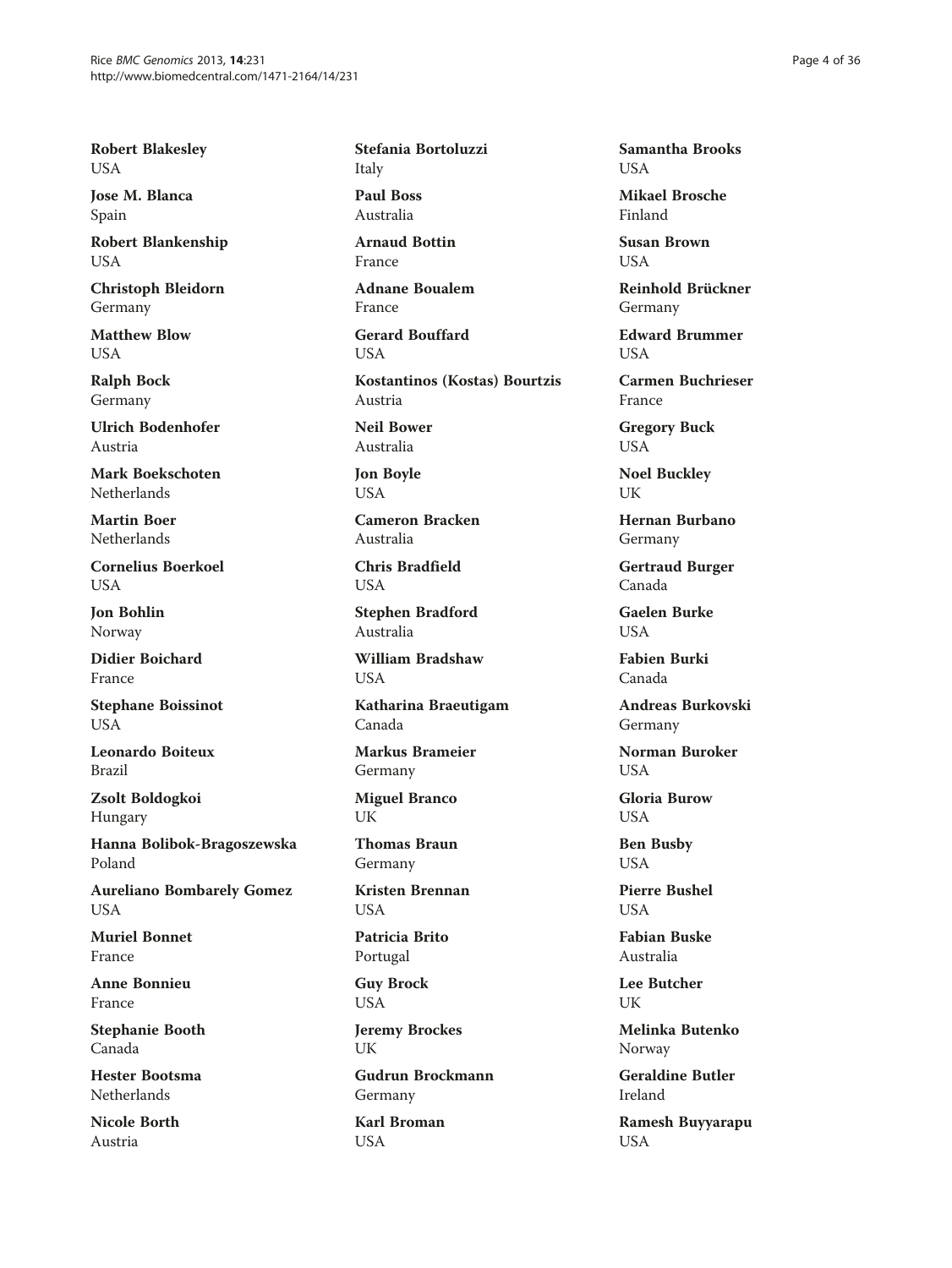**Robert Blakesley**
USA

**Jose M. Blanca**
Spain

**Robert Blankenship**
USA

**Christoph Bleidorn**
Germany

**Matthew Blow**
USA

**Ralph Bock**
Germany

**Ulrich Bodenhofer**
Austria

**Mark Boekschoten**
Netherlands

**Martin Boer**
Netherlands

**Cornelius Boerkoel**
USA

**Jon Bohlin**
Norway

**Didier Boichard**
France

**Stephane Boissinot**
USA

**Leonardo Boiteux**
Brazil

**Zsolt Boldogkoi**
Hungary

**Hanna Bolibok-Bragoszewska**
Poland

**Aureliano Bombarely Gomez**
USA

**Muriel Bonnet**
France

**Anne Bonnieu**
France

**Stephanie Booth**
Canada

**Hester Bootsma**
Netherlands

**Nicole Borth**
Austria

**Stefania Bortoluzzi**
Italy

**Paul Boss**
Australia

**Arnaud Bottin**
France

**Adnane Boualem**
France

**Gerard Bouffard**
USA

**Kostantinos (Kostas) Bourtzis**
Austria

**Neil Bower**
Australia

**Jon Boyle**
USA

**Cameron Bracken**
Australia

**Chris Bradfield**
USA

**Stephen Bradford**
Australia

**William Bradshaw**
USA

**Katharina Braeutigam**
Canada

**Markus Brameier**
Germany

**Miguel Branco**
UK

**Thomas Braun**
Germany

**Kristen Brennan**
USA

**Patricia Brito**
Portugal

**Guy Brock**
USA

**Jeremy Brockes**
UK

**Gudrun Brockmann**
Germany

**Karl Broman**
USA

**Samantha Brooks**
USA

**Mikael Brosche**
Finland

**Susan Brown**
USA

**Reinhold Brückner**
Germany

**Edward Brummer**
USA

**Carmen Buchrieser**
France

**Gregory Buck**
USA

**Noel Buckley**
UK

**Hernan Burbano**
Germany

**Gertraud Burger**
Canada

**Gaelen Burke**
USA

**Fabien Burki**
Canada

**Andreas Burkovski**
Germany

**Norman Buroker**
USA

**Gloria Burow**
USA

**Ben Busby**
USA

**Pierre Bushel**
USA

**Fabian Buske**
Australia

**Lee Butcher**
UK

**Melinka Butenko**
Norway

**Geraldine Butler**
Ireland

**Ramesh Buyyarapu**
USA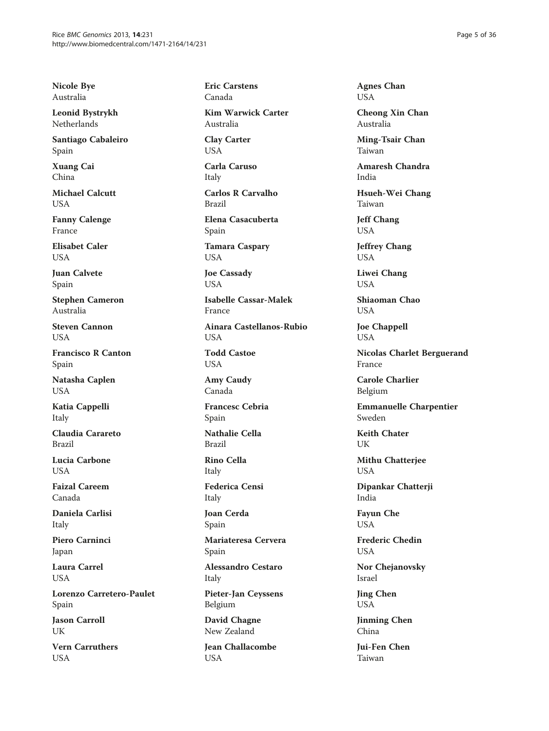**Nicole Bye**
Australia

**Leonid Bystrykh**
Netherlands

**Santiago Cabaleiro**
Spain

**Xuang Cai**
China

**Michael Calcutt**
USA

**Fanny Calenge**
France

**Elisabet Caler**
USA

**Juan Calvete**
Spain

**Stephen Cameron**
Australia

**Steven Cannon**
USA

**Francisco R Canton**
Spain

**Natasha Caplen**
USA

**Katia Cappelli**
Italy

**Claudia Carareto**
Brazil

**Lucia Carbone**
USA

**Faizal Careem**
Canada

**Daniela Carlisi**
Italy

**Piero Carninci**
Japan

**Laura Carrel**
USA

**Lorenzo Carretero-Paulet**
Spain

**Jason Carroll**
UK

**Vern Carruthers**
USA

**Eric Carstens**
Canada

**Kim Warwick Carter**
Australia

**Clay Carter**
USA

**Carla Caruso**
Italy

**Carlos R Carvalho**
Brazil

**Elena Casacuberta**
Spain

**Tamara Caspary**
USA

**Joe Cassady**
USA

**Isabelle Cassar-Malek**
France

**Ainara Castellanos-Rubio**
USA

**Todd Castoe**
USA

**Amy Caudy**
Canada

**Francesc Cebria**
Spain

**Nathalie Cella**
Brazil

**Rino Cella**
Italy

**Federica Censi**
Italy

**Joan Cerda**
Spain

**Mariateresa Cervera**
Spain

**Alessandro Cestaro**
Italy

**Pieter-Jan Ceyssens**
Belgium

**David Chagne**
New Zealand

**Jean Challacombe**
USA

**Agnes Chan**
USA

**Cheong Xin Chan**
Australia

**Ming-Tsair Chan**
Taiwan

**Amaresh Chandra**
India

**Hsueh-Wei Chang**
Taiwan

**Jeff Chang**
USA

**Jeffrey Chang**
USA

**Liwei Chang**
USA

**Shiaoman Chao**
USA

**Joe Chappell**
USA

**Nicolas Charlet Berguerand**
France

**Carole Charlier**
Belgium

**Emmanuelle Charpentier**
Sweden

**Keith Chater**
UK

**Mithu Chatterjee**
USA

**Dipankar Chatterji**
India

**Fayun Che**
USA

**Frederic Chedin**
USA

**Nor Chejanovsky**
Israel

**Jing Chen**
USA

**Jinming Chen**
China

**Jui-Fen Chen**
Taiwan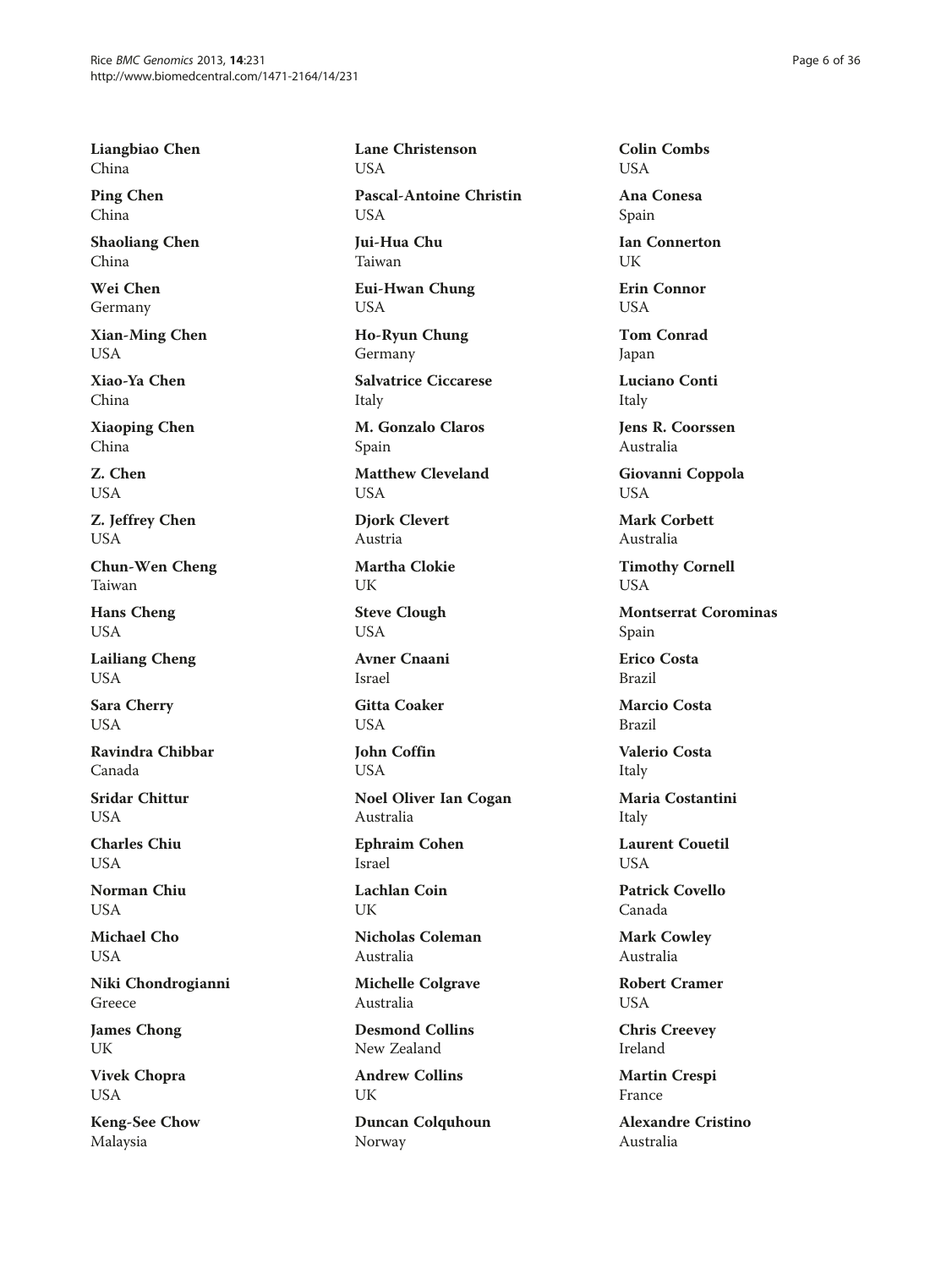**Liangbiao Chen**
China

**Ping Chen**
China

**Shaoliang Chen**
China

**Wei Chen**
Germany

**Xian-Ming Chen**
USA

**Xiao-Ya Chen**
China

**Xiaoping Chen**
China

**Z. Chen**
USA

**Z. Jeffrey Chen**
USA

**Chun-Wen Cheng**
Taiwan

**Hans Cheng**
USA

**Lailiang Cheng**
USA

**Sara Cherry**
USA

**Ravindra Chibbar**
Canada

**Sridar Chittur**
USA

**Charles Chiu**
USA

**Norman Chiu**
USA

**Michael Cho**
USA

**Niki Chondrogianni**
Greece

**James Chong**
UK

**Vivek Chopra**
USA

**Keng-See Chow**
Malaysia

**Lane Christenson**
USA

**Pascal-Antoine Christin**
USA

**Jui-Hua Chu**
Taiwan

**Eui-Hwan Chung**
USA

**Ho-Ryun Chung**
Germany

**Salvatrice Ciccarese**
Italy

**M. Gonzalo Claros**
Spain

**Matthew Cleveland**
USA

**Djork Clevert**
Austria

**Martha Clokie**
UK

**Steve Clough**
USA

**Avner Cnaani**
Israel

**Gitta Coaker**
USA

**John Coffin**
USA

**Noel Oliver Ian Cogan**
Australia

**Ephraim Cohen**
Israel

**Lachlan Coin**
UK

**Nicholas Coleman**
Australia

**Michelle Colgrave**
Australia

**Desmond Collins**
New Zealand

**Andrew Collins**
UK

**Duncan Colquhoun**
Norway

**Colin Combs**
USA

**Ana Conesa**
Spain

**Ian Connerton**
UK

**Erin Connor**
USA

**Tom Conrad**
Japan

**Luciano Conti**
Italy

**Jens R. Coorssen**
Australia

**Giovanni Coppola**
USA

**Mark Corbett**
Australia

**Timothy Cornell**
USA

**Montserrat Corominas**
Spain

**Erico Costa**
Brazil

**Marcio Costa**
Brazil

**Valerio Costa**
Italy

**Maria Costantini**
Italy

**Laurent Couetil**
USA

**Patrick Covello**
Canada

**Mark Cowley**
Australia

**Robert Cramer**
USA

**Chris Creevey**
Ireland

**Martin Crespi**
France

**Alexandre Cristino**
Australia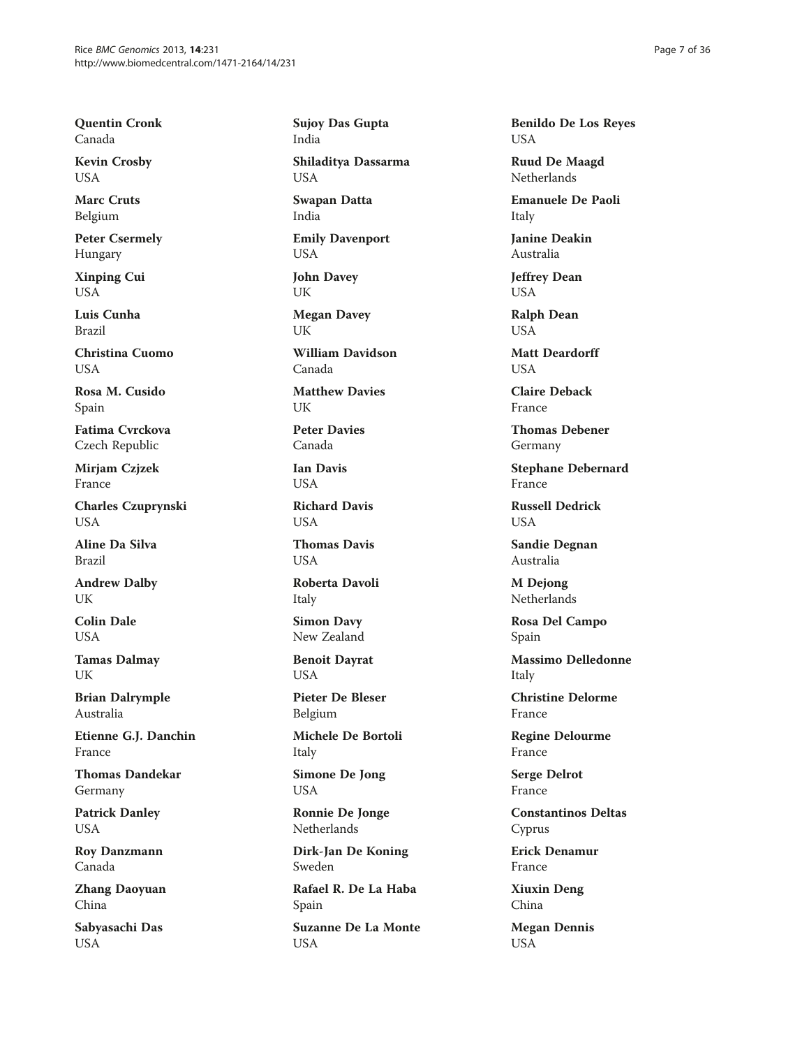**Quentin Cronk**
Canada

**Kevin Crosby**
USA

**Marc Cruts**
Belgium

**Peter Csermely**
Hungary

**Xinping Cui**
USA

**Luis Cunha**
Brazil

**Christina Cuomo**
USA

**Rosa M. Cusido**
Spain

**Fatima Cvrckova**
Czech Republic

**Mirjam Czjzek**
France

**Charles Czuprynski**
USA

**Aline Da Silva**
Brazil

**Andrew Dalby**
UK

**Colin Dale**
USA

**Tamas Dalmay**
UK

**Brian Dalrymple**
Australia

**Etienne G.J. Danchin**
France

**Thomas Dandekar**
Germany

**Patrick Danley**
USA

**Roy Danzmann**
Canada

**Zhang Daoyuan**
China

**Sabyasachi Das**
USA

**Sujoy Das Gupta**
India

**Shiladitya Dassarma**
USA

**Swapan Datta**
India

**Emily Davenport**
USA

**John Davey**
UK

**Megan Davey**
UK

**William Davidson**
Canada

**Matthew Davies**
UK

**Peter Davies**
Canada

**Ian Davis**
USA

**Richard Davis**
USA

**Thomas Davis**
USA

**Roberta Davoli**
Italy

**Simon Davy**
New Zealand

**Benoit Dayrat**
USA

**Pieter De Bleser**
Belgium

**Michele De Bortoli**
Italy

**Simone De Jong**
USA

**Ronnie De Jonge**
Netherlands

**Dirk-Jan De Koning**
Sweden

**Rafael R. De La Haba**
Spain

**Suzanne De La Monte**
USA

**Benildo De Los Reyes**
USA

**Ruud De Maagd**
Netherlands

**Emanuele De Paoli**
Italy

**Janine Deakin**
Australia

**Jeffrey Dean**
USA

**Ralph Dean**
USA

**Matt Deardorff**
USA

**Claire Deback**
France

**Thomas Debener**
Germany

**Stephane Debernard**
France

**Russell Dedrick**
USA

**Sandie Degnan**
Australia

**M Dejong**
Netherlands

**Rosa Del Campo**
Spain

**Massimo Delledonne**
Italy

**Christine Delorme**
France

**Regine Delourme**
France

**Serge Delrot**
France

**Constantinos Deltas**
Cyprus

**Erick Denamur**
France

**Xiuxin Deng**
China

**Megan Dennis**
USA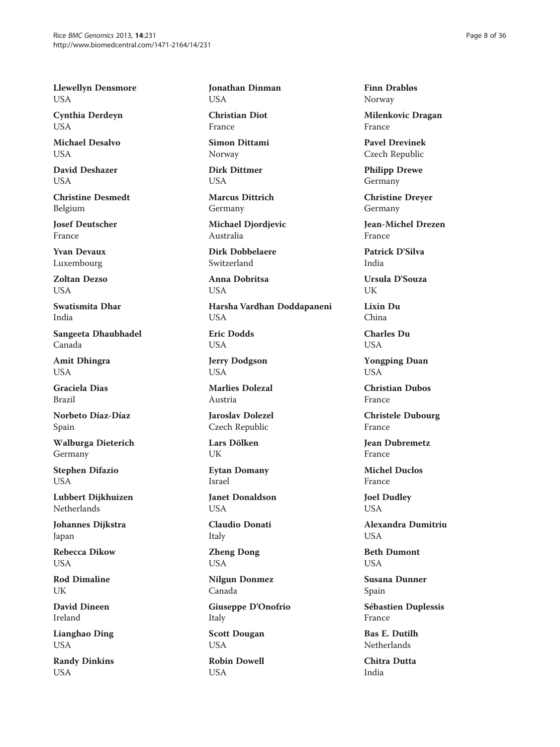**Llewellyn Densmore**
USA

**Cynthia Derdeyn**
USA

**Michael Desalvo**
USA

**David Deshazer**
USA

**Christine Desmedt**
Belgium

**Josef Deutscher**
France

**Yvan Devaux**
Luxembourg

**Zoltan Dezso**
USA

**Swatismita Dhar**
India

**Sangeeta Dhaubhadel**
Canada

**Amit Dhingra**
USA

**Graciela Dias**
Brazil

**Norbeto Díaz-Díaz**
Spain

**Walburga Dieterich**
Germany

**Stephen Difazio**
USA

**Lubbert Dijkhuizen**
Netherlands

**Johannes Dijkstra**
Japan

**Rebecca Dikow**
USA

**Rod Dimaline**
UK

**David Dineen**
Ireland

**Lianghao Ding**
USA

**Randy Dinkins**
USA

**Jonathan Dinman**
USA

**Christian Diot**
France

**Simon Dittami**
Norway

**Dirk Dittmer**
USA

**Marcus Dittrich**
Germany

**Michael Djordjevic**
Australia

**Dirk Dobbelaere**
Switzerland

**Anna Dobritsa**
USA

**Harsha Vardhan Doddapaneni**
USA

**Eric Dodds**
USA

**Jerry Dodgson**
USA

**Marlies Dolezal**
Austria

**Jaroslav Dolezel**
Czech Republic

**Lars Dölken**
UK

**Eytan Domany**
Israel

**Janet Donaldson**
USA

**Claudio Donati**
Italy

**Zheng Dong**
USA

**Nilgun Donmez**
Canada

**Giuseppe D'Onofrio**
Italy

**Scott Dougan**
USA

**Robin Dowell**
USA

**Finn Drabløs**
Norway

**Milenkovic Dragan**
France

**Pavel Drevinek**
Czech Republic

**Philipp Drewe**
Germany

**Christine Dreyer**
Germany

**Jean-Michel Drezen**
France

**Patrick D'Silva**
India

**Ursula D'Souza**
UK

**Lixin Du**
China

**Charles Du**
USA

**Yongping Duan**
USA

**Christian Dubos**
France

**Christele Dubourg**
France

**Jean Dubremetz**
France

**Michel Duclos**
France

**Joel Dudley**
USA

**Alexandra Dumitriu**
USA

**Beth Dumont**
USA

**Susana Dunner**
Spain

**Sébastien Duplessis**
France

**Bas E. Dutilh**
Netherlands

**Chitra Dutta**
India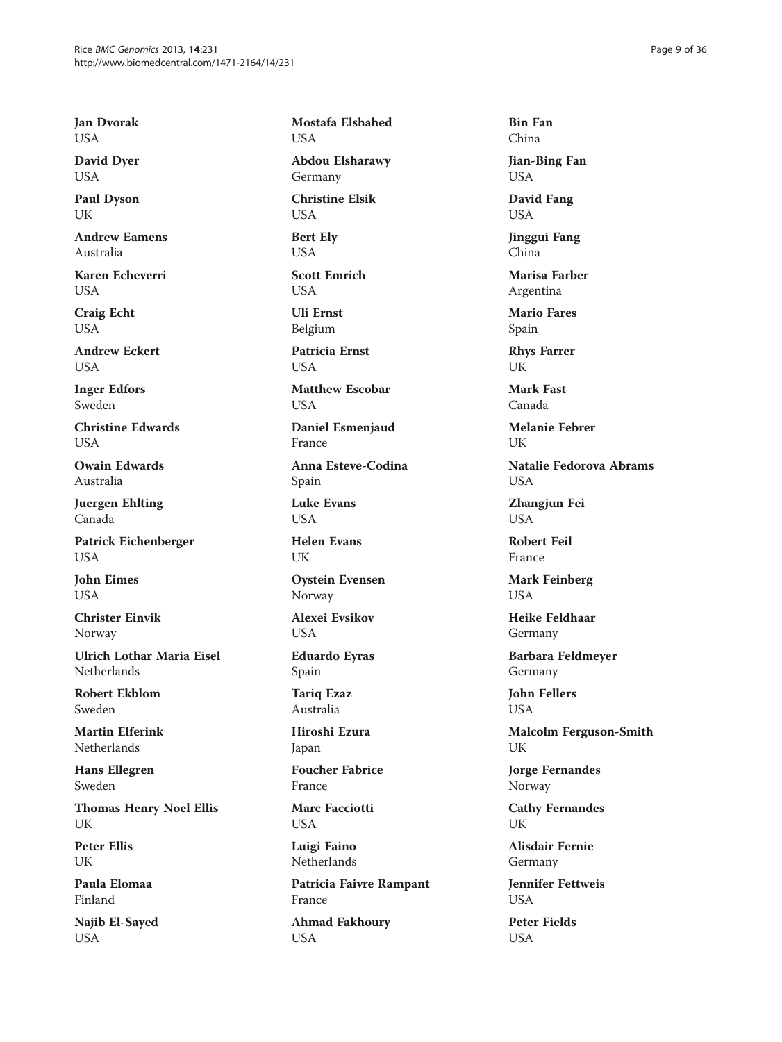**Jan Dvorak**
USA

**David Dyer**
USA

**Paul Dyson**
UK

**Andrew Eamens**
Australia

**Karen Echeverri**
USA

**Craig Echt**
USA

**Andrew Eckert**
USA

**Inger Edfors**
Sweden

**Christine Edwards**
USA

**Owain Edwards**
Australia

**Juergen Ehlting**
Canada

**Patrick Eichenberger**
USA

**John Eimes**
USA

**Christer Einvik**
Norway

**Ulrich Lothar Maria Eisel**
Netherlands

**Robert Ekblom**
Sweden

**Martin Elferink**
Netherlands

**Hans Ellegren**
Sweden

**Thomas Henry Noel Ellis**
UK

**Peter Ellis**
UK

**Paula Elomaa**
Finland

**Najib El-Sayed**
USA

**Mostafa Elshahed**
USA

**Abdou Elsharawy**
Germany

**Christine Elsik**
USA

**Bert Ely**
USA

**Scott Emrich**
USA

**Uli Ernst**
Belgium

**Patricia Ernst**
USA

**Matthew Escobar**
USA

**Daniel Esmenjaud**
France

**Anna Esteve-Codina**
Spain

**Luke Evans**
USA

**Helen Evans**
UK

**Oystein Evensen**
Norway

**Alexei Evsikov**
USA

**Eduardo Eyras**
Spain

**Tariq Ezaz**
Australia

**Hiroshi Ezura**
Japan

**Foucher Fabrice**
France

**Marc Facciotti**
USA

**Luigi Faino**
Netherlands

**Patricia Faivre Rampant**
France

**Ahmad Fakhoury**
USA

**Bin Fan**
China

**Jian-Bing Fan**
USA

**David Fang**
USA

**Jinggui Fang**
China

**Marisa Farber**
Argentina

**Mario Fares**
Spain

**Rhys Farrer**
UK

**Mark Fast**
Canada

**Melanie Febrer**
UK

**Natalie Fedorova Abrams**
USA

**Zhangjun Fei**
USA

**Robert Feil**
France

**Mark Feinberg**
USA

**Heike Feldhaar**
Germany

**Barbara Feldmeyer**
Germany

**John Fellers**
USA

**Malcolm Ferguson-Smith**
UK

**Jorge Fernandes**
Norway

**Cathy Fernandes**
UK

**Alisdair Fernie**
Germany

**Jennifer Fettweis**
USA

**Peter Fields**
USA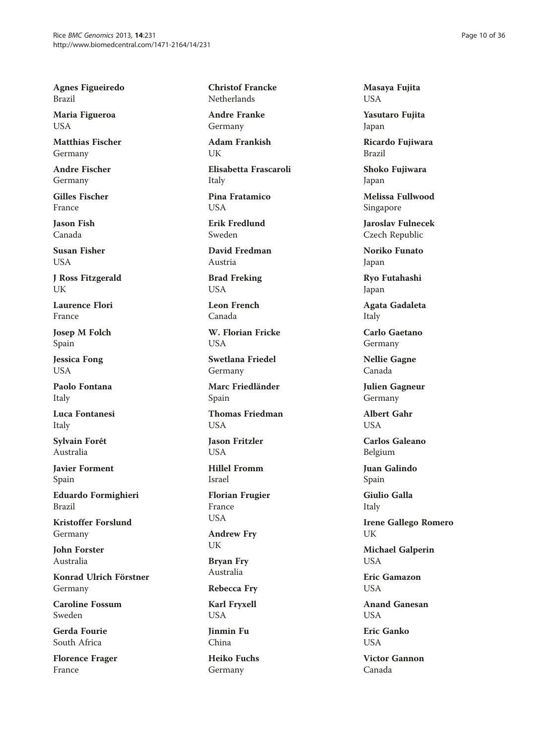**Agnes Figueiredo**
Brazil

**Maria Figueroa**
USA

**Matthias Fischer**
Germany

**Andre Fischer**
Germany

**Gilles Fischer**
France

**Jason Fish**
Canada

**Susan Fisher**
USA

**J Ross Fitzgerald**
UK

**Laurence Flori**
France

**Josep M Folch**
Spain

**Jessica Fong**
USA

**Paolo Fontana**
Italy

**Luca Fontanesi**
Italy

**Sylvain Forêt**
Australia

**Javier Forment**
Spain

**Eduardo Formighieri**
Brazil

**Kristoffer Forslund**
Germany

**John Forster**
Australia

**Konrad Ulrich Förstner**
Germany

**Caroline Fossum**
Sweden

**Gerda Fourie**
South Africa

**Florence Frager**
France

**Christof Francke**
Netherlands

**Andre Franke**
Germany

**Adam Frankish**
UK

**Elisabetta Frascaroli**
Italy

**Pina Fratamico**
USA

**Erik Fredlund**
Sweden

**David Fredman**
Austria

**Brad Freking**
USA

**Leon French**
Canada

**W. Florian Fricke**
USA

**Swetlana Friedel**
Germany

**Marc Friedländer**
Spain

**Thomas Friedman**
USA

**Jason Fritzler**
USA

**Hillel Fromm**
Israel

**Florian Frugier**
France
USA

**Andrew Fry**
UK

**Bryan Fry**
Australia

**Rebecca Fry**

**Karl Fryxell**
USA

**Jinmin Fu**
China

**Heiko Fuchs**
Germany

**Masaya Fujita**
USA

**Yasutaro Fujita**
Japan

**Ricardo Fujiwara**
Brazil

**Shoko Fujiwara**
Japan

**Melissa Fullwood**
Singapore

**Jaroslav Fulnecek**
Czech Republic

**Noriko Funato**
Japan

**Ryo Futahashi**
Japan

**Agata Gadaleta**
Italy

**Carlo Gaetano**
Germany

**Nellie Gagne**
Canada

**Julien Gagneur**
Germany

**Albert Gahr**
USA

**Carlos Galeano**
Belgium

**Juan Galindo**
Spain

**Giulio Galla**
Italy

**Irene Gallego Romero**
UK

**Michael Galperin**
USA

**Eric Gamazon**
USA

**Anand Ganesan**
USA

**Eric Ganko**
USA

**Victor Gannon**
Canada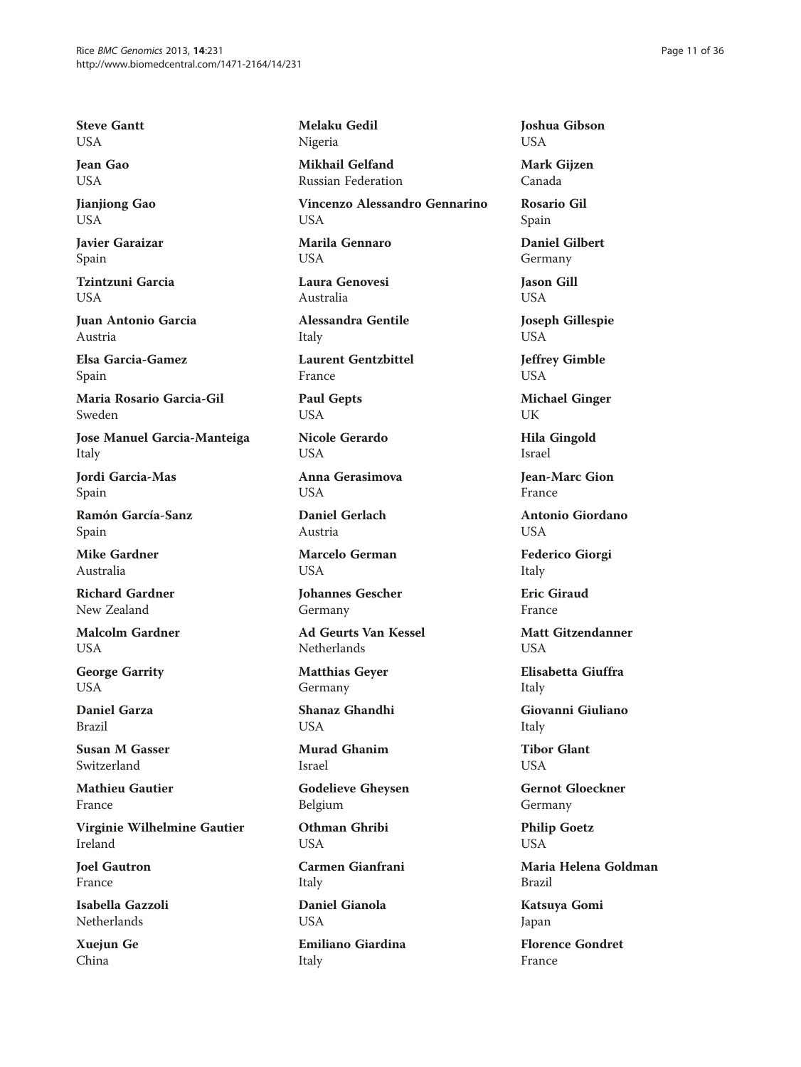**Steve Gantt**
USA

**Jean Gao**
USA

**Jianjiong Gao**
USA

**Javier Garaizar**
Spain

**Tzintzuni Garcia**
USA

**Juan Antonio Garcia**
Austria

**Elsa Garcia-Gamez**
Spain

**Maria Rosario Garcia-Gil**
Sweden

**Jose Manuel Garcia-Manteiga**
Italy

**Jordi Garcia-Mas**
Spain

**Ramón García-Sanz**
Spain

**Mike Gardner**
Australia

**Richard Gardner**
New Zealand

**Malcolm Gardner**
USA

**George Garrity**
USA

**Daniel Garza**
Brazil

**Susan M Gasser**
Switzerland

**Mathieu Gautier**
France

**Virginie Wilhelmine Gautier**
Ireland

**Joel Gautron**
France

**Isabella Gazzoli**
Netherlands

**Xuejun Ge**
China

**Melaku Gedil**
Nigeria

**Mikhail Gelfand**
Russian Federation

**Vincenzo Alessandro Gennarino**
USA

**Marila Gennaro**
USA

**Laura Genovesi**
Australia

**Alessandra Gentile**
Italy

**Laurent Gentzbittel**
France

**Paul Gepts**
USA

**Nicole Gerardo**
USA

**Anna Gerasimova**
USA

**Daniel Gerlach**
Austria

**Marcelo German**
USA

**Johannes Gescher**
Germany

**Ad Geurts Van Kessel**
Netherlands

**Matthias Geyer**
Germany

**Shanaz Ghandhi**
USA

**Murad Ghanim**
Israel

**Godelieve Gheysen**
Belgium

**Othman Ghribi**
USA

**Carmen Gianfrani**
Italy

**Daniel Gianola**
USA

**Emiliano Giardina**
Italy

**Joshua Gibson**
USA

**Mark Gijzen**
Canada

**Rosario Gil**
Spain

**Daniel Gilbert**
Germany

**Jason Gill**
USA

**Joseph Gillespie**
USA

**Jeffrey Gimble**
USA

**Michael Ginger**
UK

**Hila Gingold**
Israel

**Jean-Marc Gion**
France

**Antonio Giordano**
USA

**Federico Giorgi**
Italy

**Eric Giraud**
France

**Matt Gitzendanner**
USA

**Elisabetta Giuffra**
Italy

**Giovanni Giuliano**
Italy

**Tibor Glant**
USA

**Gernot Gloeckner**
Germany

**Philip Goetz**
USA

**Maria Helena Goldman**
Brazil

**Katsuya Gomi**
Japan

**Florence Gondret**
France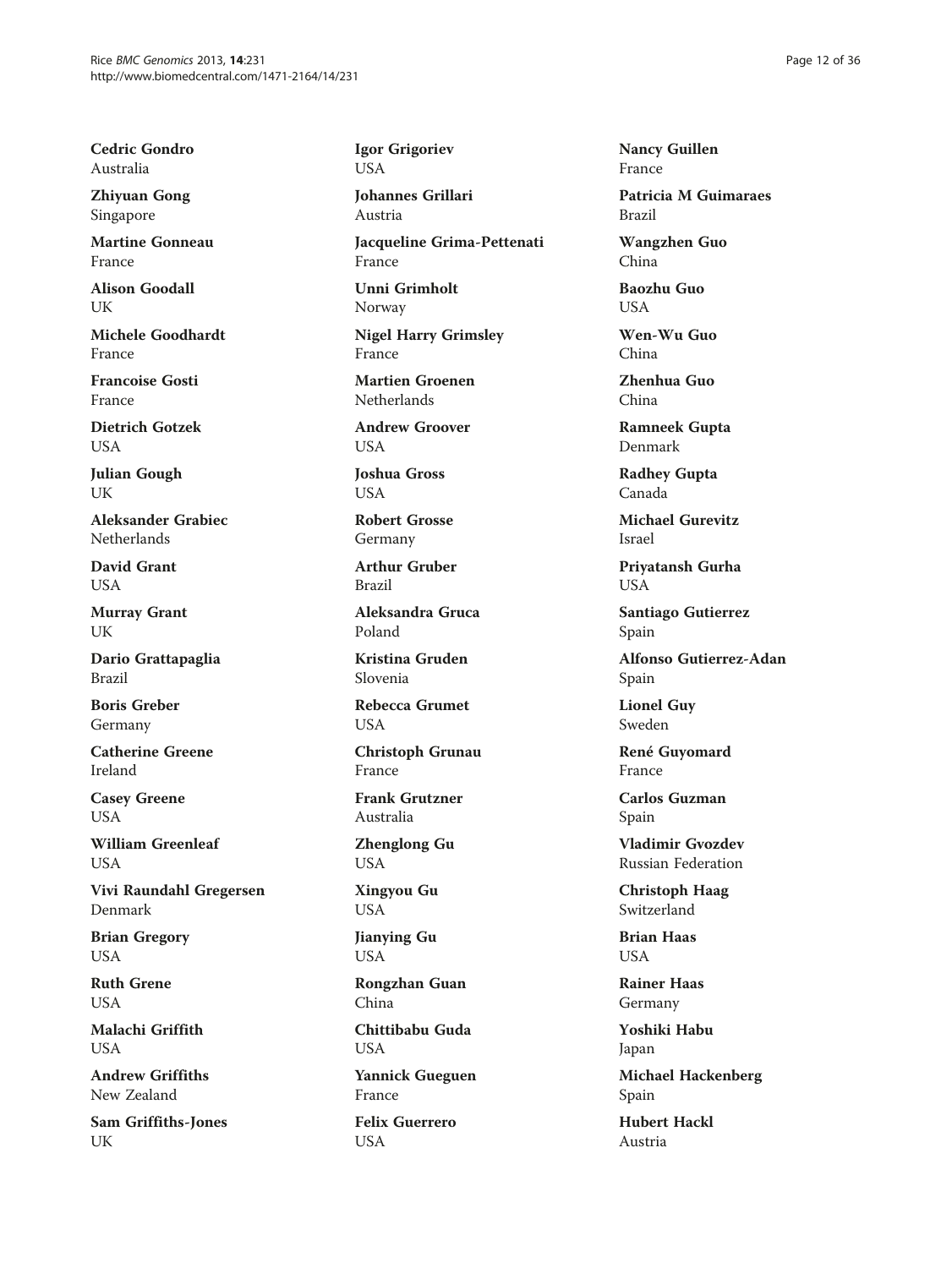**Cedric Gondro**
Australia

**Zhiyuan Gong**
Singapore

**Martine Gonneau**
France

**Alison Goodall**
UK

**Michele Goodhardt**
France

**Francoise Gosti**
France

**Dietrich Gotzek**
USA

**Julian Gough**
UK

**Aleksander Grabiec**
Netherlands

**David Grant**
USA

**Murray Grant**
UK

**Dario Grattapaglia**
Brazil

**Boris Greber**
Germany

**Catherine Greene**
Ireland

**Casey Greene**
USA

**William Greenleaf**
USA

**Vivi Raundahl Gregersen**
Denmark

**Brian Gregory**
USA

**Ruth Grene**
USA

**Malachi Griffith**
USA

**Andrew Griffiths**
New Zealand

**Sam Griffiths-Jones**
UK

**Igor Grigoriev**
USA

**Johannes Grillari**
Austria

**Jacqueline Grima-Pettenati**
France

**Unni Grimholt**
Norway

**Nigel Harry Grimsley**
France

**Martien Groenen**
Netherlands

**Andrew Groover**
USA

**Joshua Gross**
USA

**Robert Grosse**
Germany

**Arthur Gruber**
Brazil

**Aleksandra Gruca**
Poland

**Kristina Gruden**
Slovenia

**Rebecca Grumet**
USA

**Christoph Grunau**
France

**Frank Grutzner**
Australia

**Zhenglong Gu**
USA

**Xingyou Gu**
USA

**Jianying Gu**
USA

**Rongzhan Guan**
China

**Chittibabu Guda**
USA

**Yannick Gueguen**
France

**Felix Guerrero**
USA

**Nancy Guillen**
France

**Patricia M Guimaraes**
Brazil

**Wangzhen Guo**
China

**Baozhu Guo**
USA

**Wen-Wu Guo**
China

**Zhenhua Guo**
China

**Ramneek Gupta**
Denmark

**Radhey Gupta**
Canada

**Michael Gurevitz**
Israel

**Priyatansh Gurha**
USA

**Santiago Gutierrez**
Spain

**Alfonso Gutierrez-Adan**
Spain

**Lionel Guy**
Sweden

**René Guyomard**
France

**Carlos Guzman**
Spain

**Vladimir Gvozdev**
Russian Federation

**Christoph Haag**
Switzerland

**Brian Haas**
USA

**Rainer Haas**
Germany

**Yoshiki Habu**
Japan

**Michael Hackenberg**
Spain

**Hubert Hackl**
Austria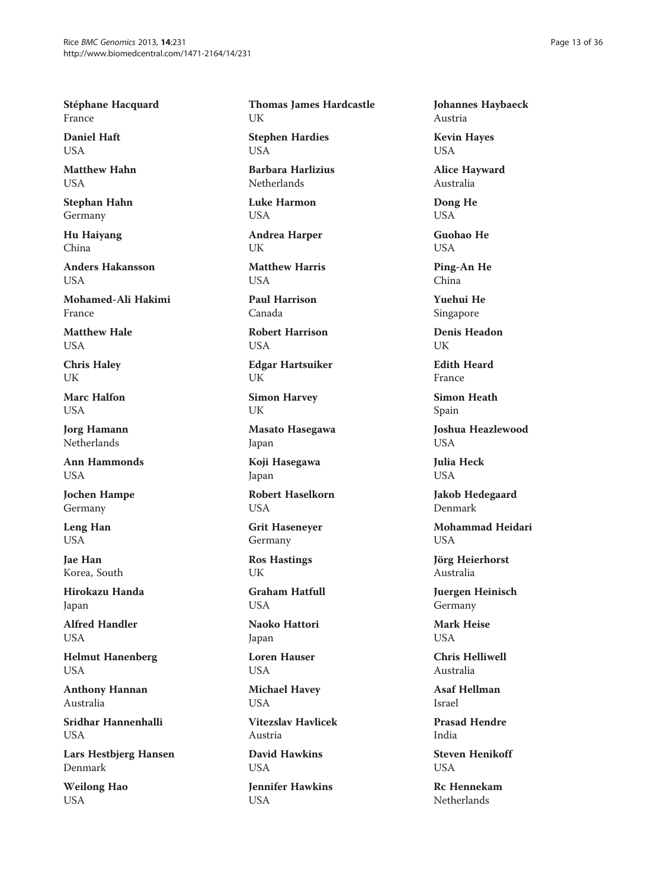**Stéphane Hacquard**
France

**Daniel Haft**
USA

**Matthew Hahn**
USA

**Stephan Hahn**
Germany

**Hu Haiyang**
China

**Anders Hakansson**
USA

**Mohamed-Ali Hakimi**
France

**Matthew Hale**
USA

**Chris Haley**
UK

**Marc Halfon**
USA

**Jorg Hamann**
Netherlands

**Ann Hammonds**
USA

**Jochen Hampe**
Germany

**Leng Han**
USA

**Jae Han**
Korea, South

**Hirokazu Handa**
Japan

**Alfred Handler**
USA

**Helmut Hanenberg**
USA

**Anthony Hannan**
Australia

**Sridhar Hannenhalli**
USA

**Lars Hestbjerg Hansen**
Denmark

**Weilong Hao**
USA

**Thomas James Hardcastle**
UK

**Stephen Hardies**
USA

**Barbara Harlizius**
Netherlands

**Luke Harmon**
USA

**Andrea Harper**
UK

**Matthew Harris**
USA

**Paul Harrison**
Canada

**Robert Harrison**
USA

**Edgar Hartsuiker**
UK

**Simon Harvey**
UK

**Masato Hasegawa**
Japan

**Koji Hasegawa**
Japan

**Robert Haselkorn**
USA

**Grit Haseneyer**
Germany

**Ros Hastings**
UK

**Graham Hatfull**
USA

**Naoko Hattori**
Japan

**Loren Hauser**
USA

**Michael Havey**
USA

**Vitezslav Havlicek**
Austria

**David Hawkins**
USA

**Jennifer Hawkins**
USA

**Johannes Haybaeck**
Austria

**Kevin Hayes**
USA

**Alice Hayward**
Australia

**Dong He**
USA

**Guohao He**
USA

**Ping-An He**
China

**Yuehui He**
Singapore

**Denis Headon**
UK

**Edith Heard**
France

**Simon Heath**
Spain

**Joshua Heazlewood**
USA

**Julia Heck**
USA

**Jakob Hedegaard**
Denmark

**Mohammad Heidari**
USA

**Jörg Heierhorst**
Australia

**Juergen Heinisch**
Germany

**Mark Heise**
USA

**Chris Helliwell**
Australia

**Asaf Hellman**
Israel

**Prasad Hendre**
India

**Steven Henikoff**
USA

**Rc Hennekam**
Netherlands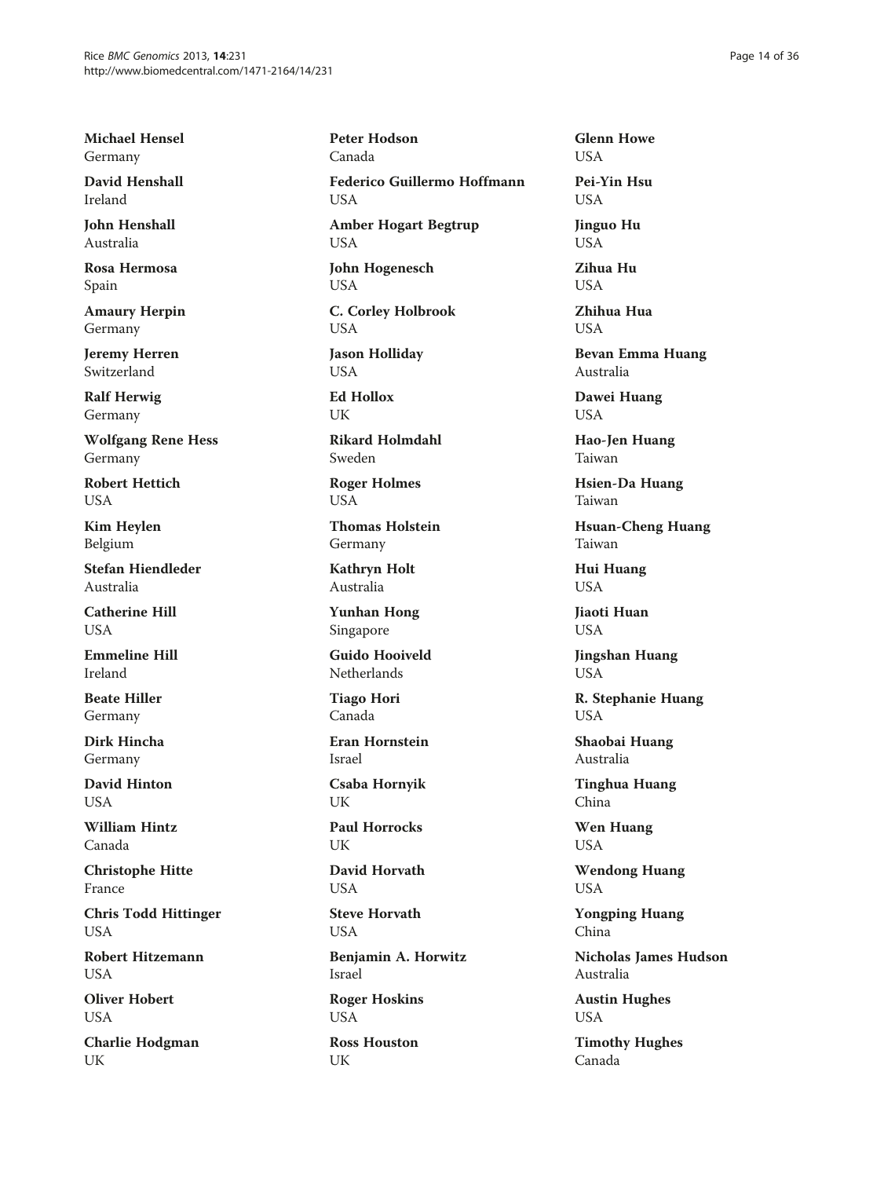**Michael Hensel**
Germany

**David Henshall**
Ireland

**John Henshall**
Australia

**Rosa Hermosa**
Spain

**Amaury Herpin**
Germany

**Jeremy Herren**
Switzerland

**Ralf Herwig**
Germany

**Wolfgang Rene Hess**
Germany

**Robert Hettich**
USA

**Kim Heylen**
Belgium

**Stefan Hiendleder**
Australia

**Catherine Hill**
USA

**Emmeline Hill**
Ireland

**Beate Hiller**
Germany

**Dirk Hincha**
Germany

**David Hinton**
USA

**William Hintz**
Canada

**Christophe Hitte**
France

**Chris Todd Hittinger**
USA

**Robert Hitzemann**
USA

**Oliver Hobert**
USA

**Charlie Hodgman**
UK

**Peter Hodson**
Canada

**Federico Guillermo Hoffmann**
USA

**Amber Hogart Begtrup**
USA

**John Hogenesch**
USA

**C. Corley Holbrook**
USA

**Jason Holliday**
USA

**Ed Hollox**
UK

**Rikard Holmdahl**
Sweden

**Roger Holmes**
USA

**Thomas Holstein**
Germany

**Kathryn Holt**
Australia

**Yunhan Hong**
Singapore

**Guido Hooiveld**
Netherlands

**Tiago Hori**
Canada

**Eran Hornstein**
Israel

**Csaba Hornyik**
UK

**Paul Horrocks**
UK

**David Horvath**
USA

**Steve Horvath**
USA

**Benjamin A. Horwitz**
Israel

**Roger Hoskins**
USA

**Ross Houston**
UK

**Glenn Howe**
USA

**Pei-Yin Hsu**
USA

**Jinguo Hu**
USA

**Zihua Hu**
USA

**Zhihua Hua**
USA

**Bevan Emma Huang**
Australia

**Dawei Huang**
USA

**Hao-Jen Huang**
Taiwan

**Hsien-Da Huang**
Taiwan

**Hsuan-Cheng Huang**
Taiwan

**Hui Huang**
USA

**Jiaoti Huan**
USA

**Jingshan Huang**
USA

**R. Stephanie Huang**
USA

**Shaobai Huang**
Australia

**Tinghua Huang**
China

**Wen Huang**
USA

**Wendong Huang**
USA

**Yongping Huang**
China

**Nicholas James Hudson**
Australia

**Austin Hughes**
USA

**Timothy Hughes**
Canada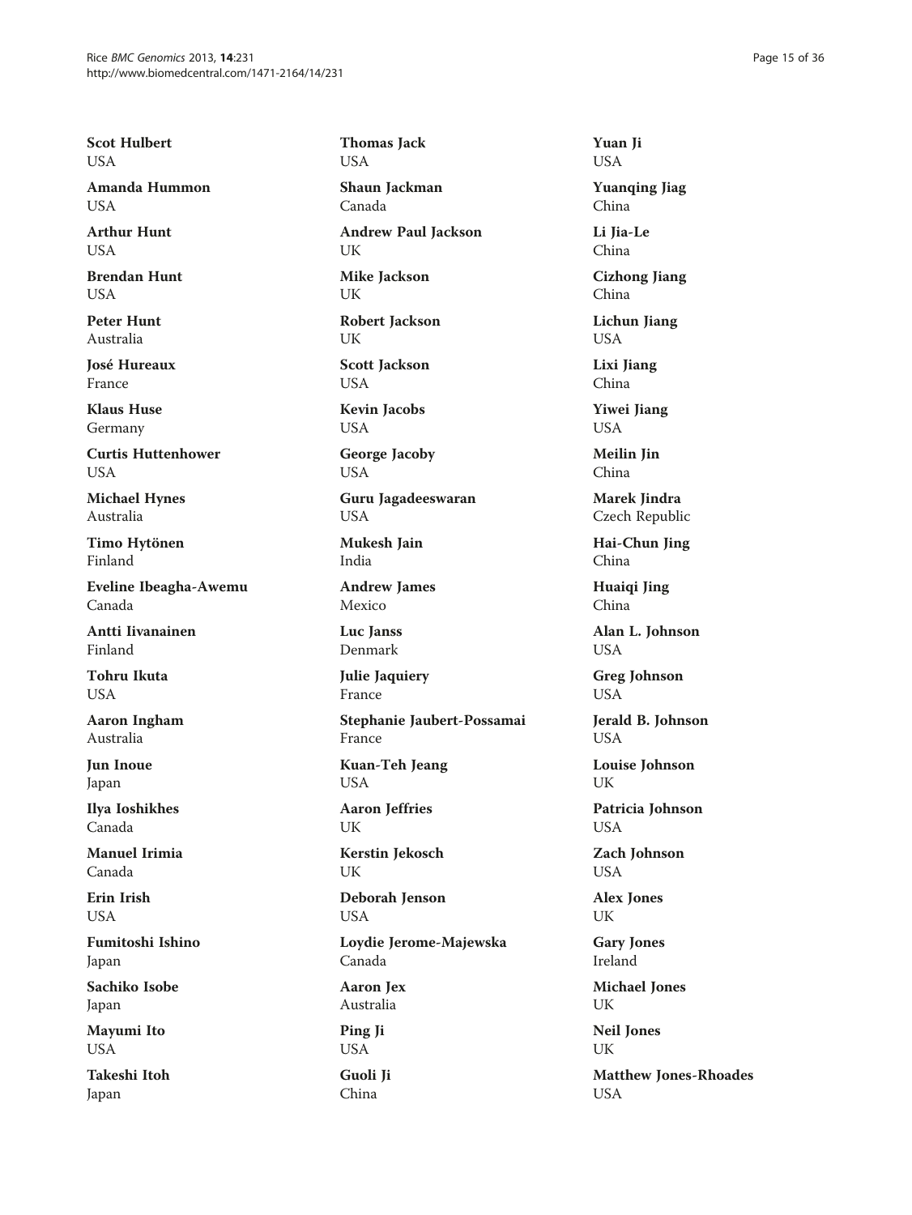**Scot Hulbert**
USA

**Amanda Hummon**
USA

**Arthur Hunt**
USA

**Brendan Hunt**
USA

**Peter Hunt**
Australia

**José Hureaux**
France

**Klaus Huse**
Germany

**Curtis Huttenhower**
USA

**Michael Hynes**
Australia

**Timo Hytönen**
Finland

**Eveline Ibeagha-Awemu**
Canada

**Antti Iivanainen**
Finland

**Tohru Ikuta**
USA

**Aaron Ingham**
Australia

**Jun Inoue**
Japan

**Ilya Ioshikhes**
Canada

**Manuel Irimia**
Canada

**Erin Irish**
USA

**Fumitoshi Ishino**
Japan

**Sachiko Isobe**
Japan

**Mayumi Ito**
USA

**Takeshi Itoh**
Japan

**Thomas Jack**
USA

**Shaun Jackman**
Canada

**Andrew Paul Jackson**
UK

**Mike Jackson**
UK

**Robert Jackson**
UK

**Scott Jackson**
USA

**Kevin Jacobs**
USA

**George Jacoby**
USA

**Guru Jagadeeswaran**
USA

**Mukesh Jain**
India

**Andrew James**
Mexico

**Luc Janss**
Denmark

**Julie Jaquiery**
France

**Stephanie Jaubert-Possamai**
France

**Kuan-Teh Jeang**
USA

**Aaron Jeffries**
UK

**Kerstin Jekosch**
UK

**Deborah Jenson**
USA

**Loydie Jerome-Majewska**
Canada

**Aaron Jex**
Australia

**Ping Ji**
USA

**Guoli Ji**
China

**Yuan Ji**
USA

**Yuanqing Jiag**
China

**Li Jia-Le**
China

**Cizhong Jiang**
China

**Lichun Jiang**
USA

**Lixi Jiang**
China

**Yiwei Jiang**
USA

**Meilin Jin**
China

**Marek Jindra**
Czech Republic

**Hai-Chun Jing**
China

**Huaiqi Jing**
China

**Alan L. Johnson**
USA

**Greg Johnson**
USA

**Jerald B. Johnson**
USA

**Louise Johnson**
UK

**Patricia Johnson**
USA

**Zach Johnson**
USA

**Alex Jones**
UK

**Gary Jones**
Ireland

**Michael Jones**
UK

**Neil Jones**
UK

**Matthew Jones-Rhoades**
USA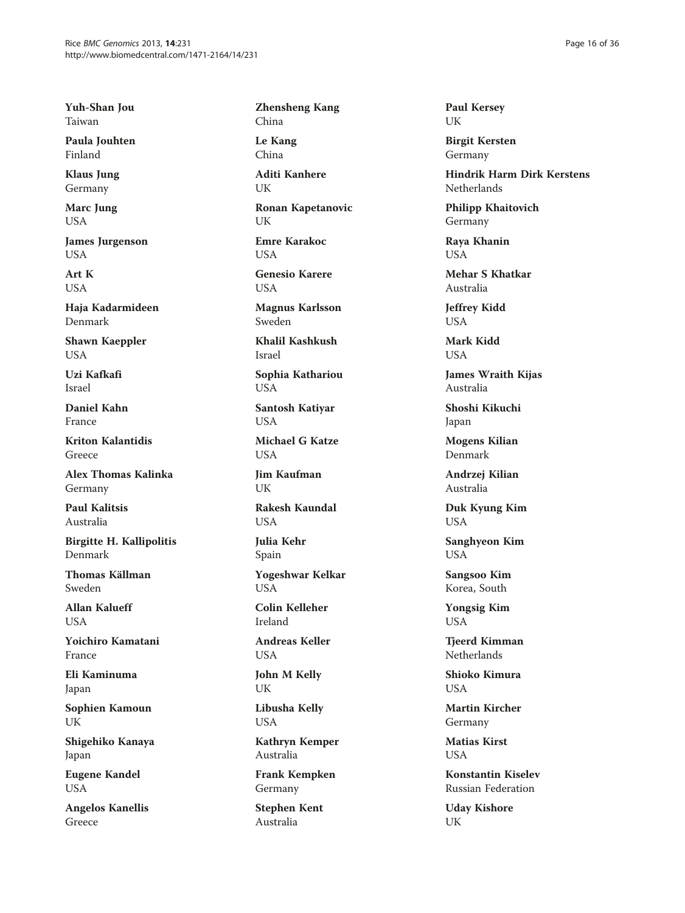**Yuh-Shan Jou**
Taiwan

**Paula Jouhten**
Finland

**Klaus Jung**
Germany

**Marc Jung**
USA

**James Jurgenson**
USA

**Art K**
USA

**Haja Kadarmideen**
Denmark

**Shawn Kaeppler**
USA

**Uzi Kafkafi**
Israel

**Daniel Kahn**
France

**Kriton Kalantidis**
Greece

**Alex Thomas Kalinka**
Germany

**Paul Kalitsis**
Australia

**Birgitte H. Kallipolitis**
Denmark

**Thomas Källman**
Sweden

**Allan Kalueff**
USA

**Yoichiro Kamatani**
France

**Eli Kaminuma**
Japan

**Sophien Kamoun**
UK

**Shigehiko Kanaya**
Japan

**Eugene Kandel**
USA

**Angelos Kanellis**
Greece

**Zhensheng Kang**
China

**Le Kang**
China

**Aditi Kanhere**
UK

**Ronan Kapetanovic**
UK

**Emre Karakoc**
USA

**Genesio Karere**
USA

**Magnus Karlsson**
Sweden

**Khalil Kashkush**
Israel

**Sophia Kathariou**
USA

**Santosh Katiyar**
USA

**Michael G Katze**
USA

**Jim Kaufman**
UK

**Rakesh Kaundal**
USA

**Julia Kehr**
Spain

**Yogeshwar Kelkar**
USA

**Colin Kelleher**
Ireland

**Andreas Keller**
USA

**John M Kelly**
UK

**Libusha Kelly**
USA

**Kathryn Kemper**
Australia

**Frank Kempken**
Germany

**Stephen Kent**
Australia

**Paul Kersey**
UK

**Birgit Kersten**
Germany

**Hindrik Harm Dirk Kerstens**
Netherlands

**Philipp Khaitovich**
Germany

**Raya Khanin**
USA

**Mehar S Khatkar**
Australia

**Jeffrey Kidd**
USA

**Mark Kidd**
USA

**James Wraith Kijas**
Australia

**Shoshi Kikuchi**
Japan

**Mogens Kilian**
Denmark

**Andrzej Kilian**
Australia

**Duk Kyung Kim**
USA

**Sanghyeon Kim**
USA

**Sangsoo Kim**
Korea, South

**Yongsig Kim**
USA

**Tjeerd Kimman**
Netherlands

**Shioko Kimura**
USA

**Martin Kircher**
Germany

**Matias Kirst**
USA

**Konstantin Kiselev**
Russian Federation

**Uday Kishore**
UK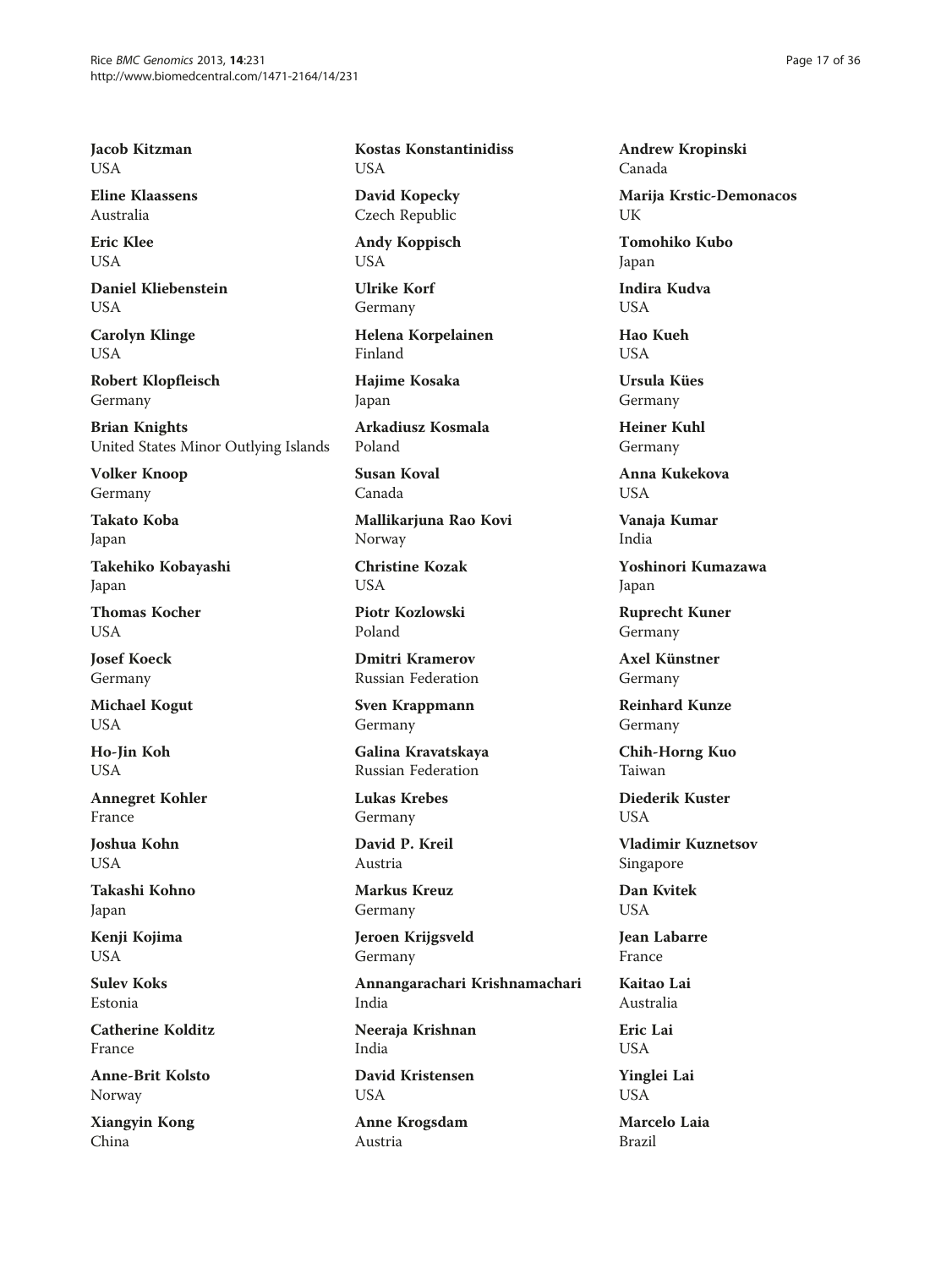**Jacob Kitzman**
USA

**Eline Klaassens**
Australia

**Eric Klee**
USA

**Daniel Kliebenstein**
USA

**Carolyn Klinge**
USA

**Robert Klopfleisch**
Germany

**Brian Knights**
United States Minor Outlying Islands

**Volker Knoop**
Germany

**Takato Koba**
Japan

**Takehiko Kobayashi**
Japan

**Thomas Kocher**
USA

**Josef Koeck**
Germany

**Michael Kogut**
USA

**Ho-Jin Koh**
USA

**Annegret Kohler**
France

**Joshua Kohn**
USA

**Takashi Kohno**
Japan

**Kenji Kojima**
USA

**Sulev Koks**
Estonia

**Catherine Kolditz**
France

**Anne-Brit Kolsto**
Norway

**Xiangyin Kong**
China

**Kostas Konstantinidiss**
USA

**David Kopecky**
Czech Republic

**Andy Koppisch**
USA

**Ulrike Korf**
Germany

**Helena Korpelainen**
Finland

**Hajime Kosaka**
Japan

**Arkadiusz Kosmala**
Poland

**Susan Koval**
Canada

**Mallikarjuna Rao Kovi**
Norway

**Christine Kozak**
USA

**Piotr Kozlowski**
Poland

**Dmitri Kramerov**
Russian Federation

**Sven Krappmann**
Germany

**Galina Kravatskaya**
Russian Federation

**Lukas Krebes**
Germany

**David P. Kreil**
Austria

**Markus Kreuz**
Germany

**Jeroen Krijgsveld**
Germany

**Annangarachari Krishnamachari**
India

**Neeraja Krishnan**
India

**David Kristensen**
USA

**Anne Krogsdam**
Austria

**Andrew Kropinski**
Canada

**Marija Krstic-Demonacos**
UK

**Tomohiko Kubo**
Japan

**Indira Kudva**
USA

**Hao Kueh**
USA

**Ursula Kües**
Germany

**Heiner Kuhl**
Germany

**Anna Kukekova**
USA

**Vanaja Kumar**
India

**Yoshinori Kumazawa**
Japan

**Ruprecht Kuner**
Germany

**Axel Künstner**
Germany

**Reinhard Kunze**
Germany

**Chih-Horng Kuo**
Taiwan

**Diederik Kuster**
USA

**Vladimir Kuznetsov**
Singapore

**Dan Kvitek**
USA

**Jean Labarre**
France

**Kaitao Lai**
Australia

**Eric Lai**
USA

**Yinglei Lai**
USA

**Marcelo Laia**
Brazil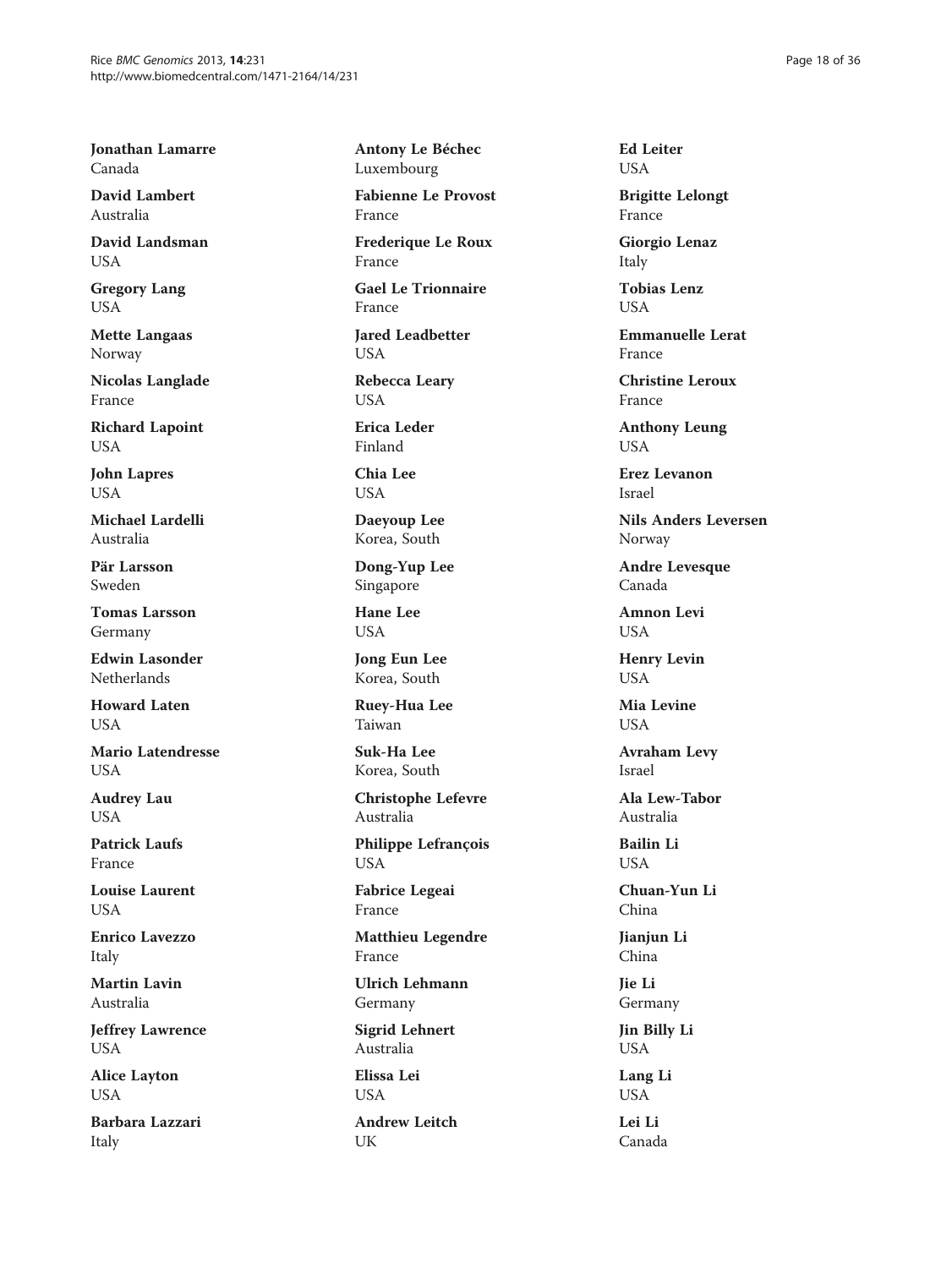**Jonathan Lamarre**
Canada

**David Lambert**
Australia

**David Landsman**
USA

**Gregory Lang**
USA

**Mette Langaas**
Norway

**Nicolas Langlade**
France

**Richard Lapoint**
USA

**John Lapres**
USA

**Michael Lardelli**
Australia

**Pär Larsson**
Sweden

**Tomas Larsson**
Germany

**Edwin Lasonder**
Netherlands

**Howard Laten**
USA

**Mario Latendresse**
USA

**Audrey Lau**
USA

**Patrick Laufs**
France

**Louise Laurent**
USA

**Enrico Lavezzo**
Italy

**Martin Lavin**
Australia

**Jeffrey Lawrence**
USA

**Alice Layton**
USA

**Barbara Lazzari**
Italy

**Antony Le Béchec**
Luxembourg

**Fabienne Le Provost**
France

**Frederique Le Roux**
France

**Gael Le Trionnaire**
France

**Jared Leadbetter**
USA

**Rebecca Leary**
USA

**Erica Leder**
Finland

**Chia Lee**
USA

**Daeyoup Lee**
Korea, South

**Dong-Yup Lee**
Singapore

**Hane Lee**
USA

**Jong Eun Lee**
Korea, South

**Ruey-Hua Lee**
Taiwan

**Suk-Ha Lee**
Korea, South

**Christophe Lefevre**
Australia

**Philippe Lefrançois**
USA

**Fabrice Legeai**
France

**Matthieu Legendre**
France

**Ulrich Lehmann**
Germany

**Sigrid Lehnert**
Australia

**Elissa Lei**
USA

**Andrew Leitch**
UK

**Ed Leiter**
USA

**Brigitte Lelongt**
France

**Giorgio Lenaz**
Italy

**Tobias Lenz**
USA

**Emmanuelle Lerat**
France

**Christine Leroux**
France

**Anthony Leung**
USA

**Erez Levanon**
Israel

**Nils Anders Leversen**
Norway

**Andre Levesque**
Canada

**Amnon Levi**
USA

**Henry Levin**
USA

**Mia Levine**
USA

**Avraham Levy**
Israel

**Ala Lew-Tabor**
Australia

**Bailin Li**
USA

**Chuan-Yun Li**
China

**Jianjun Li**
China

**Jie Li**
Germany

**Jin Billy Li**
USA

**Lang Li**
USA

**Lei Li**
Canada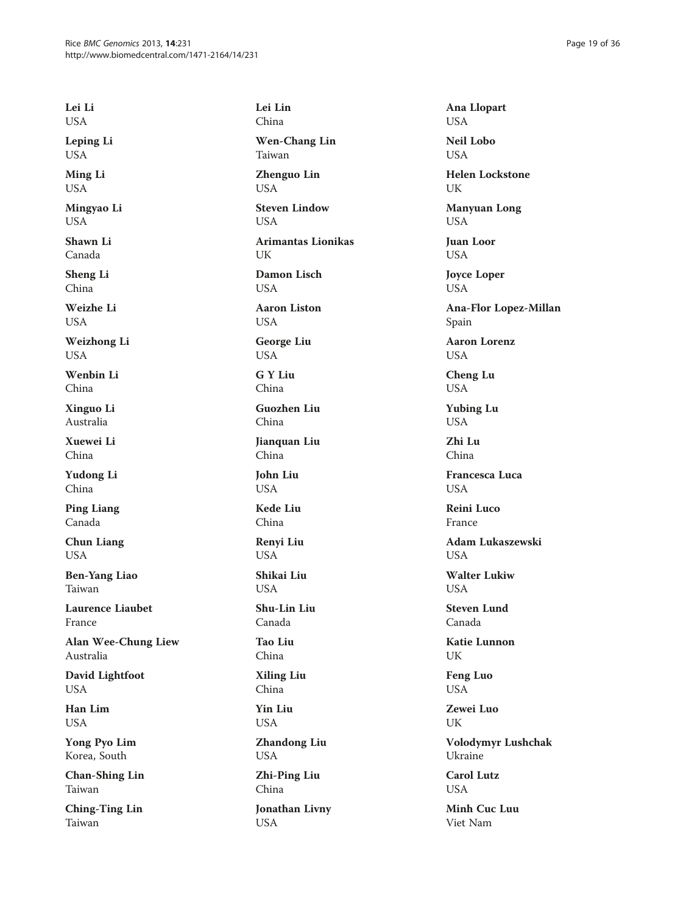**Lei Li**
USA

**Leping Li**
USA

**Ming Li**
USA

**Mingyao Li**
USA

**Shawn Li**
Canada

**Sheng Li**
China

**Weizhe Li**
USA

**Weizhong Li**
USA

**Wenbin Li**
China

**Xinguo Li**
Australia

**Xuewei Li**
China

**Yudong Li**
China

**Ping Liang**
Canada

**Chun Liang**
USA

**Ben-Yang Liao**
Taiwan

**Laurence Liaubet**
France

**Alan Wee-Chung Liew**
Australia

**David Lightfoot**
USA

**Han Lim**
USA

**Yong Pyo Lim**
Korea, South

**Chan-Shing Lin**
Taiwan

**Ching-Ting Lin**
Taiwan

**Lei Lin**
China

**Wen-Chang Lin**
Taiwan

**Zhenguo Lin**
USA

**Steven Lindow**
USA

**Arimantas Lionikas**
UK

**Damon Lisch**
USA

**Aaron Liston**
USA

**George Liu**
USA

**G Y Liu**
China

**Guozhen Liu**
China

**Jianquan Liu**
China

**John Liu**
USA

**Kede Liu**
China

**Renyi Liu**
USA

**Shikai Liu**
USA

**Shu-Lin Liu**
Canada

**Tao Liu**
China

**Xiling Liu**
China

**Yin Liu**
USA

**Zhandong Liu**
USA

**Zhi-Ping Liu**
China

**Jonathan Livny**
USA

**Ana Llopart**
USA

**Neil Lobo**
USA

**Helen Lockstone**
UK

**Manyuan Long**
USA

**Juan Loor**
USA

**Joyce Loper**
USA

**Ana-Flor Lopez-Millan**
Spain

**Aaron Lorenz**
USA

**Cheng Lu**
USA

**Yubing Lu**
USA

**Zhi Lu**
China

**Francesca Luca**
USA

**Reini Luco**
France

**Adam Lukaszewski**
USA

**Walter Lukiw**
USA

**Steven Lund**
Canada

**Katie Lunnon**
UK

**Feng Luo**
USA

**Zewei Luo**
UK

**Volodymyr Lushchak**
Ukraine

**Carol Lutz**
USA

**Minh Cuc Luu**
Viet Nam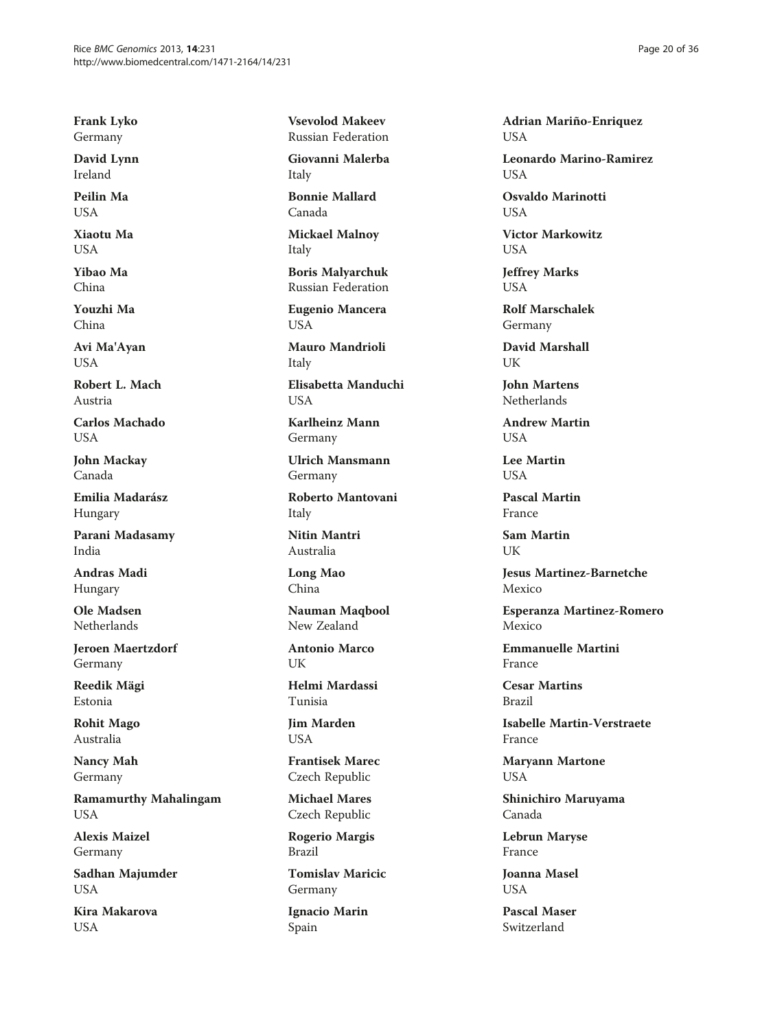**Frank Lyko**
Germany

**David Lynn**
Ireland

**Peilin Ma**
USA

**Xiaotu Ma**
USA

**Yibao Ma**
China

**Youzhi Ma**
China

**Avi Ma'Ayan**
USA

**Robert L. Mach**
Austria

**Carlos Machado**
USA

**John Mackay**
Canada

**Emilia Madarász**
Hungary

**Parani Madasamy**
India

**Andras Madi**
Hungary

**Ole Madsen**
Netherlands

**Jeroen Maertzdorf**
Germany

**Reedik Mägi**
Estonia

**Rohit Mago**
Australia

**Nancy Mah**
Germany

**Ramamurthy Mahalingam**
USA

**Alexis Maizel**
Germany

**Sadhan Majumder**
USA

**Kira Makarova**
USA

**Vsevolod Makeev**
Russian Federation

**Giovanni Malerba**
Italy

**Bonnie Mallard**
Canada

**Mickael Malnoy**
Italy

**Boris Malyarchuk**
Russian Federation

**Eugenio Mancera**
USA

**Mauro Mandrioli**
Italy

**Elisabetta Manduchi**
USA

**Karlheinz Mann**
Germany

**Ulrich Mansmann**
Germany

**Roberto Mantovani**
Italy

**Nitin Mantri**
Australia

**Long Mao**
China

**Nauman Maqbool**
New Zealand

**Antonio Marco**
UK

**Helmi Mardassi**
Tunisia

**Jim Marden**
USA

**Frantisek Marec**
Czech Republic

**Michael Mares**
Czech Republic

**Rogerio Margis**
Brazil

**Tomislav Maricic**
Germany

**Ignacio Marin**
Spain

**Adrian Mariño-Enriquez**
USA

**Leonardo Marino-Ramirez**
USA

**Osvaldo Marinotti**
USA

**Victor Markowitz**
USA

**Jeffrey Marks**
USA

**Rolf Marschalek**
Germany

**David Marshall**
UK

**John Martens**
Netherlands

**Andrew Martin**
USA

**Lee Martin**
USA

**Pascal Martin**
France

**Sam Martin**
UK

**Jesus Martinez-Barnetche**
Mexico

**Esperanza Martinez-Romero**
Mexico

**Emmanuelle Martini**
France

**Cesar Martins**
Brazil

**Isabelle Martin-Verstraete**
France

**Maryann Martone**
USA

**Shinichiro Maruyama**
Canada

**Lebrun Maryse**
France

**Joanna Masel**
USA

**Pascal Maser**
Switzerland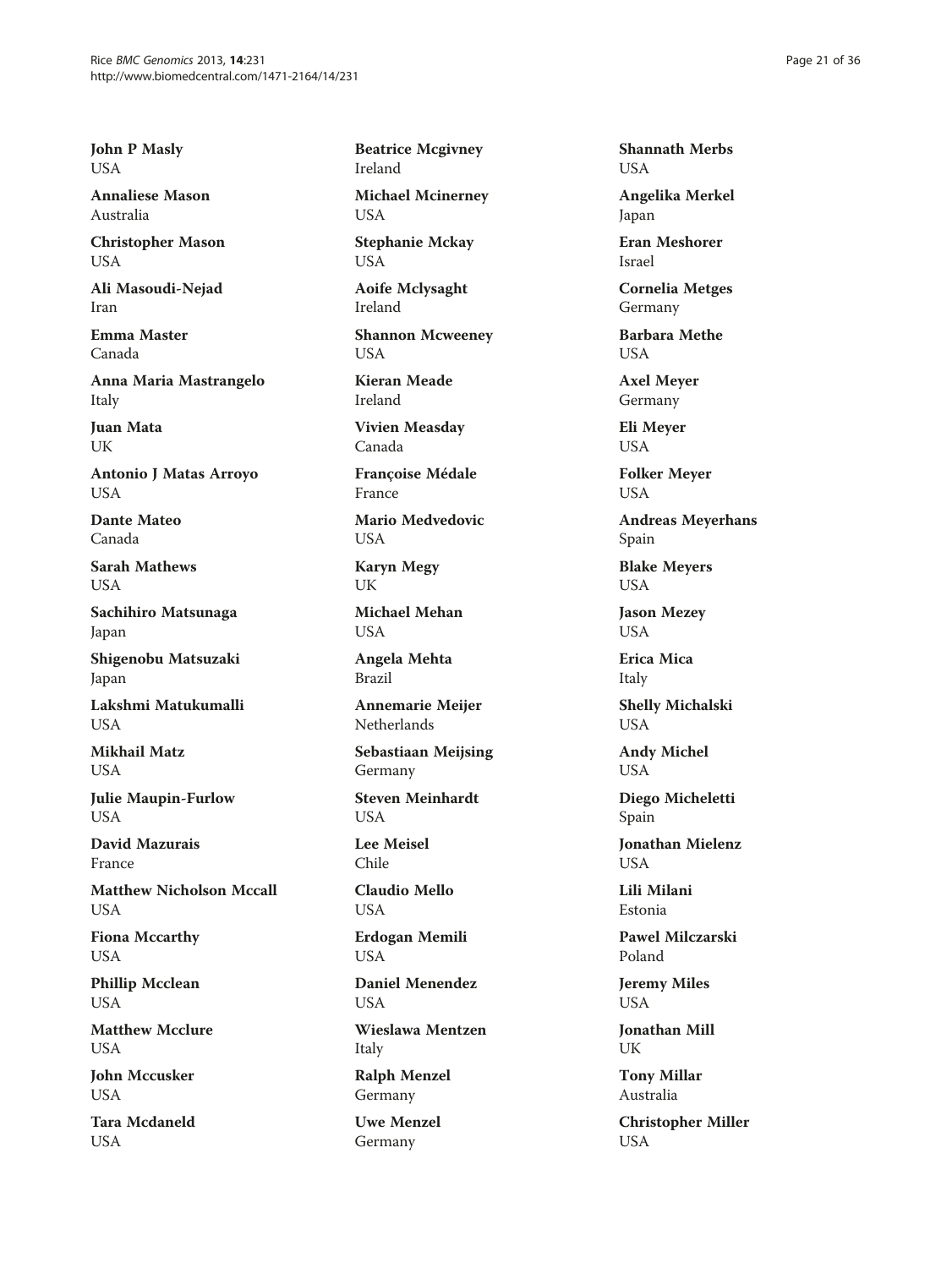**John P Masly**
USA

**Annaliese Mason**
Australia

**Christopher Mason**
USA

**Ali Masoudi-Nejad**
Iran

**Emma Master**
Canada

**Anna Maria Mastrangelo**
Italy

**Juan Mata**
UK

**Antonio J Matas Arroyo**
USA

**Dante Mateo**
Canada

**Sarah Mathews**
USA

**Sachihiro Matsunaga**
Japan

**Shigenobu Matsuzaki**
Japan

**Lakshmi Matukumalli**
USA

**Mikhail Matz**
USA

**Julie Maupin-Furlow**
USA

**David Mazurais**
France

**Matthew Nicholson Mccall**
USA

**Fiona Mccarthy**
USA

**Phillip Mcclean**
USA

**Matthew Mcclure**
USA

**John Mccusker**
USA

**Tara Mcdaneld**
USA

**Beatrice Mcgivney**
Ireland

**Michael Mcinerney**
USA

**Stephanie Mckay**
USA

**Aoife Mclysaght**
Ireland

**Shannon Mcweeney**
USA

**Kieran Meade**
Ireland

**Vivien Measday**
Canada

**Françoise Médale**
France

**Mario Medvedovic**
USA

**Karyn Megy**
UK

**Michael Mehan**
USA

**Angela Mehta**
Brazil

**Annemarie Meijer**
Netherlands

**Sebastiaan Meijsing**
Germany

**Steven Meinhardt**
USA

**Lee Meisel**
Chile

**Claudio Mello**
USA

**Erdogan Memili**
USA

**Daniel Menendez**
USA

**Wieslawa Mentzen**
Italy

**Ralph Menzel**
Germany

**Uwe Menzel**
Germany

**Shannath Merbs**
USA

**Angelika Merkel**
Japan

**Eran Meshorer**
Israel

**Cornelia Metges**
Germany

**Barbara Methe**
USA

**Axel Meyer**
Germany

**Eli Meyer**
USA

**Folker Meyer**
USA

**Andreas Meyerhans**
Spain

**Blake Meyers**
USA

**Jason Mezey**
USA

**Erica Mica**
Italy

**Shelly Michalski**
USA

**Andy Michel**
USA

**Diego Micheletti**
Spain

**Jonathan Mielenz**
USA

**Lili Milani**
Estonia

**Pawel Milczarski**
Poland

**Jeremy Miles**
USA

**Jonathan Mill**
UK

**Tony Millar**
Australia

**Christopher Miller**
USA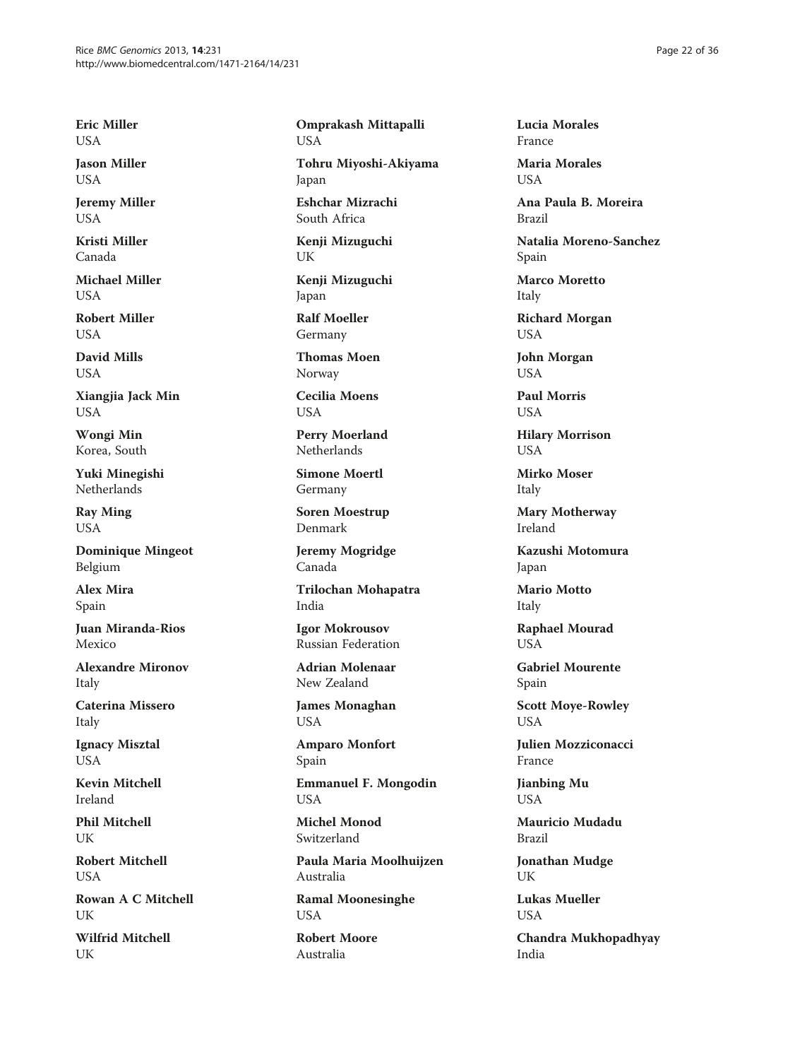**Eric Miller**
USA

**Jason Miller**
USA

**Jeremy Miller**
USA

**Kristi Miller**
Canada

**Michael Miller**
USA

**Robert Miller**
USA

**David Mills**
USA

**Xiangjia Jack Min**
USA

**Wongi Min**
Korea, South

**Yuki Minegishi**
Netherlands

**Ray Ming**
USA

**Dominique Mingeot**
Belgium

**Alex Mira**
Spain

**Juan Miranda-Rios**
Mexico

**Alexandre Mironov**
Italy

**Caterina Missero**
Italy

**Ignacy Misztal**
USA

**Kevin Mitchell**
Ireland

**Phil Mitchell**
UK

**Robert Mitchell**
USA

**Rowan A C Mitchell**
UK

**Wilfrid Mitchell**
UK

**Omprakash Mittapalli**
USA

**Tohru Miyoshi-Akiyama**
Japan

**Eshchar Mizrachi**
South Africa

**Kenji Mizuguchi**
UK

**Kenji Mizuguchi**
Japan

**Ralf Moeller**
Germany

**Thomas Moen**
Norway

**Cecilia Moens**
USA

**Perry Moerland**
Netherlands

**Simone Moertl**
Germany

**Soren Moestrup**
Denmark

**Jeremy Mogridge**
Canada

**Trilochan Mohapatra**
India

**Igor Mokrousov**
Russian Federation

**Adrian Molenaar**
New Zealand

**James Monaghan**
USA

**Amparo Monfort**
Spain

**Emmanuel F. Mongodin**
USA

**Michel Monod**
Switzerland

**Paula Maria Moolhuijzen**
Australia

**Ramal Moonesinghe**
USA

**Robert Moore**
Australia

**Lucia Morales**
France

**Maria Morales**
USA

**Ana Paula B. Moreira**
Brazil

**Natalia Moreno-Sanchez**
Spain

**Marco Moretto**
Italy

**Richard Morgan**
USA

**John Morgan**
USA

**Paul Morris**
USA

**Hilary Morrison**
USA

**Mirko Moser**
Italy

**Mary Motherway**
Ireland

**Kazushi Motomura**
Japan

**Mario Motto**
Italy

**Raphael Mourad**
USA

**Gabriel Mourente**
Spain

**Scott Moye-Rowley**
USA

**Julien Mozziconacci**
France

**Jianbing Mu**
USA

**Mauricio Mudadu**
Brazil

**Jonathan Mudge**
UK

**Lukas Mueller**
USA

**Chandra Mukhopadhyay**
India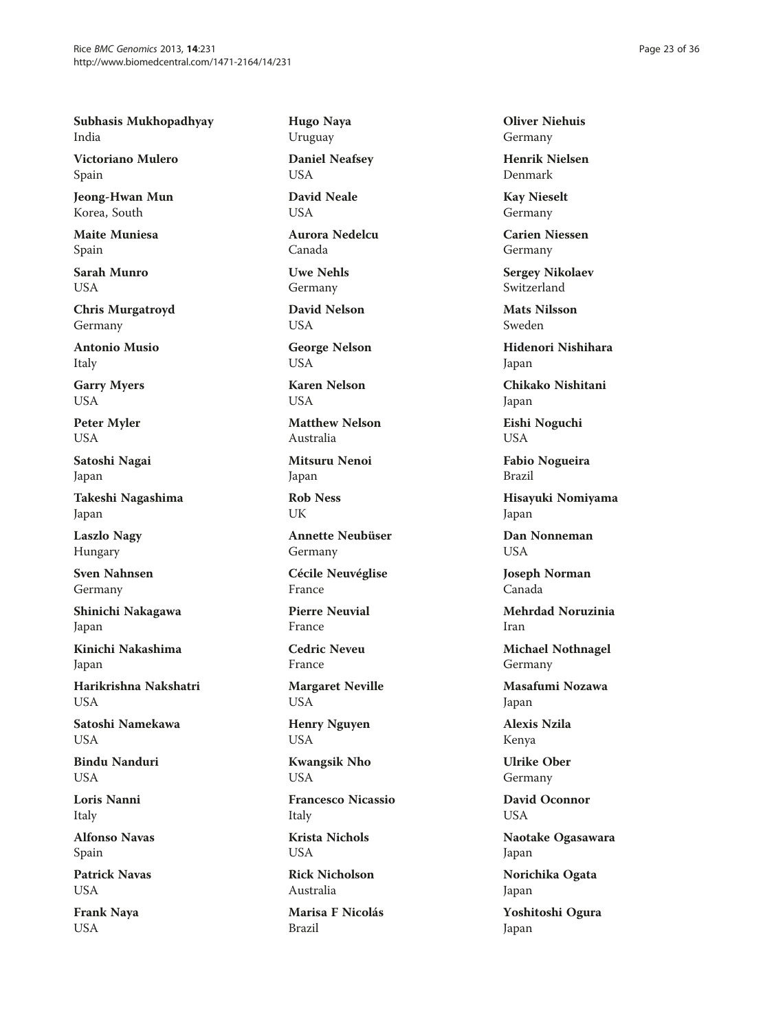**Subhasis Mukhopadhyay**
India

**Victoriano Mulero**
Spain

**Jeong-Hwan Mun**
Korea, South

**Maite Muniesa**
Spain

**Sarah Munro**
USA

**Chris Murgatroyd**
Germany

**Antonio Musio**
Italy

**Garry Myers**
USA

**Peter Myler**
USA

**Satoshi Nagai**
Japan

**Takeshi Nagashima**
Japan

**Laszlo Nagy**
Hungary

**Sven Nahnsen**
Germany

**Shinichi Nakagawa**
Japan

**Kinichi Nakashima**
Japan

**Harikrishna Nakshatri**
USA

**Satoshi Namekawa**
USA

**Bindu Nanduri**
USA

**Loris Nanni**
Italy

**Alfonso Navas**
Spain

**Patrick Navas**
USA

**Frank Naya**
USA

**Hugo Naya**
Uruguay

**Daniel Neafsey**
USA

**David Neale**
USA

**Aurora Nedelcu**
Canada

**Uwe Nehls**
Germany

**David Nelson**
USA

**George Nelson**
USA

**Karen Nelson**
USA

**Matthew Nelson**
Australia

**Mitsuru Nenoi**
Japan

**Rob Ness**
UK

**Annette Neubüser**
Germany

**Cécile Neuvéglise**
France

**Pierre Neuvial**
France

**Cedric Neveu**
France

**Margaret Neville**
USA

**Henry Nguyen**
USA

**Kwangsik Nho**
USA

**Francesco Nicassio**
Italy

**Krista Nichols**
USA

**Rick Nicholson**
Australia

**Marisa F Nicolás**
Brazil

**Oliver Niehuis**
Germany

**Henrik Nielsen**
Denmark

**Kay Nieselt**
Germany

**Carien Niessen**
Germany

**Sergey Nikolaev**
Switzerland

**Mats Nilsson**
Sweden

**Hidenori Nishihara**
Japan

**Chikako Nishitani**
Japan

**Eishi Noguchi**
USA

**Fabio Nogueira**
Brazil

**Hisayuki Nomiyama**
Japan

**Dan Nonneman**
USA

**Joseph Norman**
Canada

**Mehrdad Noruzinia**
Iran

**Michael Nothnagel**
Germany

**Masafumi Nozawa**
Japan

**Alexis Nzila**
Kenya

**Ulrike Ober**
Germany

**David Oconnor**
USA

**Naotake Ogasawara**
Japan

**Norichika Ogata**
Japan

**Yoshitoshi Ogura**
Japan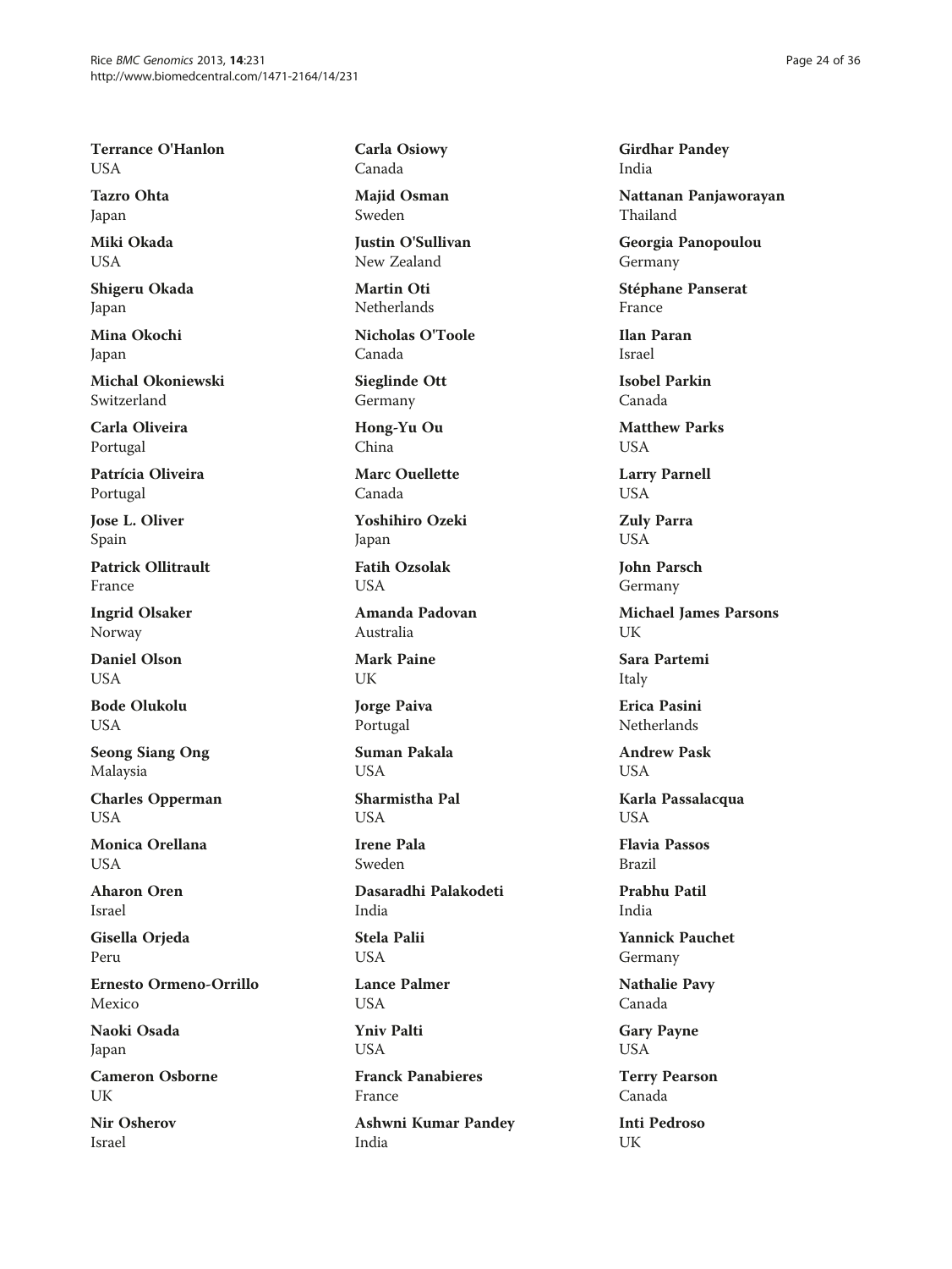**Terrance O'Hanlon**
USA

**Tazro Ohta**
Japan

**Miki Okada**
USA

**Shigeru Okada**
Japan

**Mina Okochi**
Japan

**Michal Okoniewski**
Switzerland

**Carla Oliveira**
Portugal

**Patrícia Oliveira**
Portugal

**Jose L. Oliver**
Spain

**Patrick Ollitrault**
France

**Ingrid Olsaker**
Norway

**Daniel Olson**
USA

**Bode Olukolu**
USA

**Seong Siang Ong**
Malaysia

**Charles Opperman**
USA

**Monica Orellana**
USA

**Aharon Oren**
Israel

**Gisella Orjeda**
Peru

**Ernesto Ormeno-Orrillo**
Mexico

**Naoki Osada**
Japan

**Cameron Osborne**
UK

**Nir Osherov**
Israel

**Carla Osiowy**
Canada

**Majid Osman**
Sweden

**Justin O'Sullivan**
New Zealand

**Martin Oti**
Netherlands

**Nicholas O'Toole**
Canada

**Sieglinde Ott**
Germany

**Hong-Yu Ou**
China

**Marc Ouellette**
Canada

**Yoshihiro Ozeki**
Japan

**Fatih Ozsolak**
USA

**Amanda Padovan**
Australia

**Mark Paine**
UK

**Jorge Paiva**
Portugal

**Suman Pakala**
USA

**Sharmistha Pal**
USA

**Irene Pala**
Sweden

**Dasaradhi Palakodeti**
India

**Stela Palii**
USA

**Lance Palmer**
USA

**Yniv Palti**
USA

**Franck Panabieres**
France

**Ashwni Kumar Pandey**
India

**Girdhar Pandey**
India

**Nattanan Panjaworayan**
Thailand

**Georgia Panopoulou**
Germany

**Stéphane Panserat**
France

**Ilan Paran**
Israel

**Isobel Parkin**
Canada

**Matthew Parks**
USA

**Larry Parnell**
USA

**Zuly Parra**
USA

**John Parsch**
Germany

**Michael James Parsons**
UK

**Sara Partemi**
Italy

**Erica Pasini**
Netherlands

**Andrew Pask**
USA

**Karla Passalacqua**
USA

**Flavia Passos**
Brazil

**Prabhu Patil**
India

**Yannick Pauchet**
Germany

**Nathalie Pavy**
Canada

**Gary Payne**
USA

**Terry Pearson**
Canada

**Inti Pedroso**
UK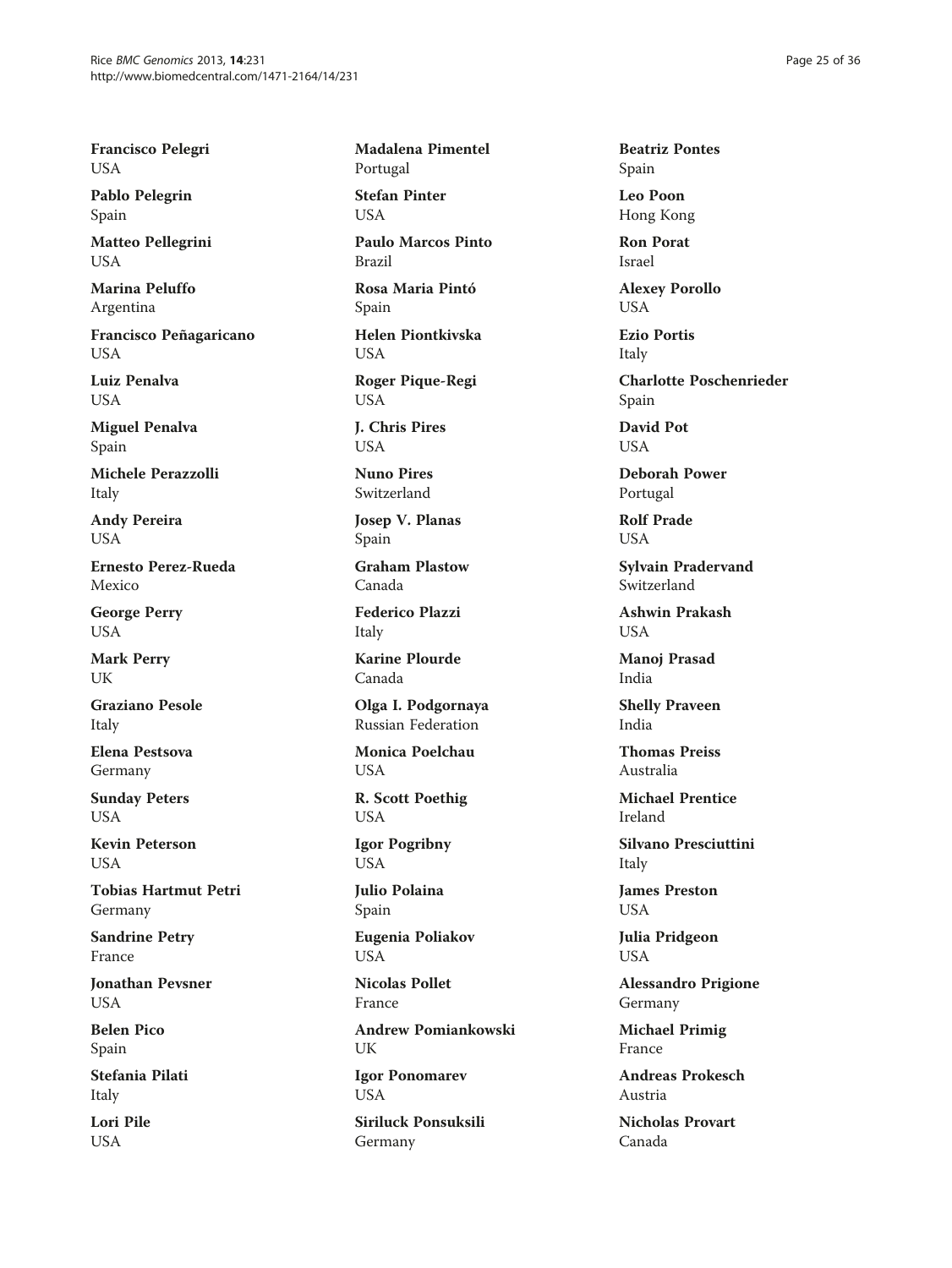**Francisco Pelegri**
USA

**Pablo Pelegrin**
Spain

**Matteo Pellegrini**
USA

**Marina Peluffo**
Argentina

**Francisco Peñagaricano**
USA

**Luiz Penalva**
USA

**Miguel Penalva**
Spain

**Michele Perazzolli**
Italy

**Andy Pereira**
USA

**Ernesto Perez-Rueda**
Mexico

**George Perry**
USA

**Mark Perry**
UK

**Graziano Pesole**
Italy

**Elena Pestsova**
Germany

**Sunday Peters**
USA

**Kevin Peterson**
USA

**Tobias Hartmut Petri**
Germany

**Sandrine Petry**
France

**Jonathan Pevsner**
USA

**Belen Pico**
Spain

**Stefania Pilati**
Italy

**Lori Pile**
USA

**Madalena Pimentel**
Portugal

**Stefan Pinter**
USA

**Paulo Marcos Pinto**
Brazil

**Rosa Maria Pintó**
Spain

**Helen Piontkivska**
USA

**Roger Pique-Regi**
USA

**J. Chris Pires**
USA

**Nuno Pires**
Switzerland

**Josep V. Planas**
Spain

**Graham Plastow**
Canada

**Federico Plazzi**
Italy

**Karine Plourde**
Canada

**Olga I. Podgornaya**
Russian Federation

**Monica Poelchau**
USA

**R. Scott Poethig**
USA

**Igor Pogribny**
USA

**Julio Polaina**
Spain

**Eugenia Poliakov**
USA

**Nicolas Pollet**
France

**Andrew Pomiankowski**
UK

**Igor Ponomarev**
USA

**Siriluck Ponsuksili**
Germany

**Beatriz Pontes**
Spain

**Leo Poon**
Hong Kong

**Ron Porat**
Israel

**Alexey Porollo**
USA

**Ezio Portis**
Italy

**Charlotte Poschenrieder**
Spain

**David Pot**
USA

**Deborah Power**
Portugal

**Rolf Prade**
USA

**Sylvain Pradervand**
Switzerland

**Ashwin Prakash**
USA

**Manoj Prasad**
India

**Shelly Praveen**
India

**Thomas Preiss**
Australia

**Michael Prentice**
Ireland

**Silvano Presciuttini**
Italy

**James Preston**
USA

**Julia Pridgeon**
USA

**Alessandro Prigione**
Germany

**Michael Primig**
France

**Andreas Prokesch**
Austria

**Nicholas Provart**
Canada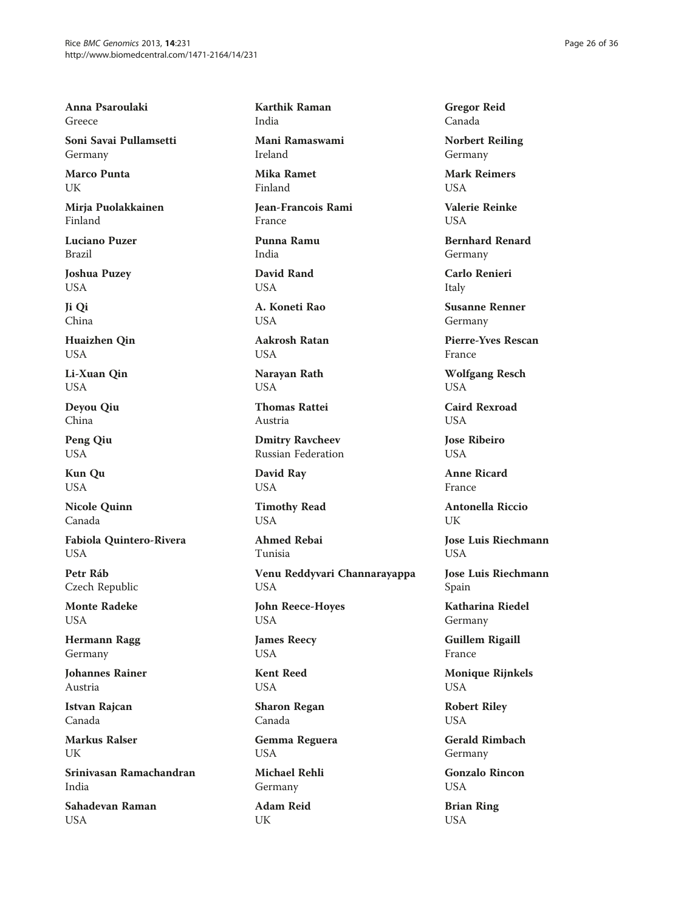**Anna Psaroulaki**
Greece

**Soni Savai Pullamsetti**
Germany

**Marco Punta**
UK

**Mirja Puolakkainen**
Finland

**Luciano Puzer**
Brazil

**Joshua Puzey**
USA

**Ji Qi**
China

**Huaizhen Qin**
USA

**Li-Xuan Qin**
USA

**Deyou Qiu**
China

**Peng Qiu**
USA

**Kun Qu**
USA

**Nicole Quinn**
Canada

**Fabiola Quintero-Rivera**
USA

**Petr Ráb**
Czech Republic

**Monte Radeke**
USA

**Hermann Ragg**
Germany

**Johannes Rainer**
Austria

**Istvan Rajcan**
Canada

**Markus Ralser**
UK

**Srinivasan Ramachandran**
India

**Sahadevan Raman**
USA

**Karthik Raman**
India

**Mani Ramaswami**
Ireland

**Mika Ramet**
Finland

**Jean-Francois Rami**
France

**Punna Ramu**
India

**David Rand**
USA

**A. Koneti Rao**
USA

**Aakrosh Ratan**
USA

**Narayan Rath**
USA

**Thomas Rattei**
Austria

**Dmitry Ravcheev**
Russian Federation

**David Ray**
USA

**Timothy Read**
USA

**Ahmed Rebai**
Tunisia

**Venu Reddyvari Channarayappa**
USA

**John Reece-Hoyes**
USA

**James Reecy**
USA

**Kent Reed**
USA

**Sharon Regan**
Canada

**Gemma Reguera**
USA

**Michael Rehli**
Germany

**Adam Reid**
UK

**Gregor Reid**
Canada

**Norbert Reiling**
Germany

**Mark Reimers**
USA

**Valerie Reinke**
USA

**Bernhard Renard**
Germany

**Carlo Renieri**
Italy

**Susanne Renner**
Germany

**Pierre-Yves Rescan**
France

**Wolfgang Resch**
USA

**Caird Rexroad**
USA

**Jose Ribeiro**
USA

**Anne Ricard**
France

**Antonella Riccio**
UK

**Jose Luis Riechmann**
USA

**Jose Luis Riechmann**
Spain

**Katharina Riedel**
Germany

**Guillem Rigaill**
France

**Monique Rijnkels**
USA

**Robert Riley**
USA

**Gerald Rimbach**
Germany

**Gonzalo Rincon**
USA

**Brian Ring**
USA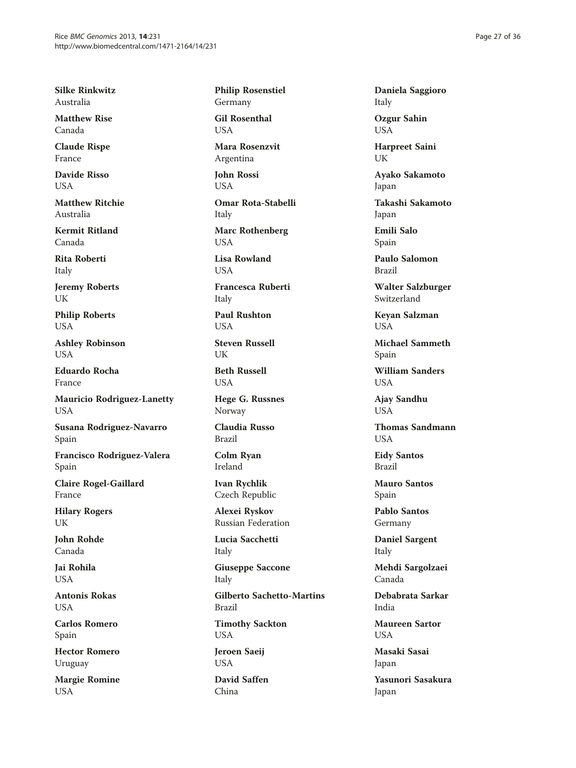**Silke Rinkwitz**
Australia

**Matthew Rise**
Canada

**Claude Rispe**
France

**Davide Risso**
USA

**Matthew Ritchie**
Australia

**Kermit Ritland**
Canada

**Rita Roberti**
Italy

**Jeremy Roberts**
UK

**Philip Roberts**
USA

**Ashley Robinson**
USA

**Eduardo Rocha**
France

**Mauricio Rodriguez-Lanetty**
USA

**Susana Rodriguez-Navarro**
Spain

**Francisco Rodriguez-Valera**
Spain

**Claire Rogel-Gaillard**
France

**Hilary Rogers**
UK

**John Rohde**
Canada

**Jai Rohila**
USA

**Antonis Rokas**
USA

**Carlos Romero**
Spain

**Hector Romero**
Uruguay

**Margie Romine**
USA

**Philip Rosenstiel**
Germany

**Gil Rosenthal**
USA

**Mara Rosenzvit**
Argentina

**John Rossi**
USA

**Omar Rota-Stabelli**
Italy

**Marc Rothenberg**
USA

**Lisa Rowland**
USA

**Francesca Ruberti**
Italy

**Paul Rushton**
USA

**Steven Russell**
UK

**Beth Russell**
USA

**Hege G. Russnes**
Norway

**Claudia Russo**
Brazil

**Colm Ryan**
Ireland

**Ivan Rychlik**
Czech Republic

**Alexei Ryskov**
Russian Federation

**Lucia Sacchetti**
Italy

**Giuseppe Saccone**
Italy

**Gilberto Sachetto-Martins**
Brazil

**Timothy Sackton**
USA

**Jeroen Saeij**
USA

**David Saffen**
China

**Daniela Saggioro**
Italy

**Ozgur Sahin**
USA

**Harpreet Saini**
UK

**Ayako Sakamoto**
Japan

**Takashi Sakamoto**
Japan

**Emili Salo**
Spain

**Paulo Salomon**
Brazil

**Walter Salzburger**
Switzerland

**Keyan Salzman**
USA

**Michael Sammeth**
Spain

**William Sanders**
USA

**Ajay Sandhu**
USA

**Thomas Sandmann**
USA

**Eidy Santos**
Brazil

**Mauro Santos**
Spain

**Pablo Santos**
Germany

**Daniel Sargent**
Italy

**Mehdi Sargolzaei**
Canada

**Debabrata Sarkar**
India

**Maureen Sartor**
USA

**Masaki Sasai**
Japan

**Yasunori Sasakura**
Japan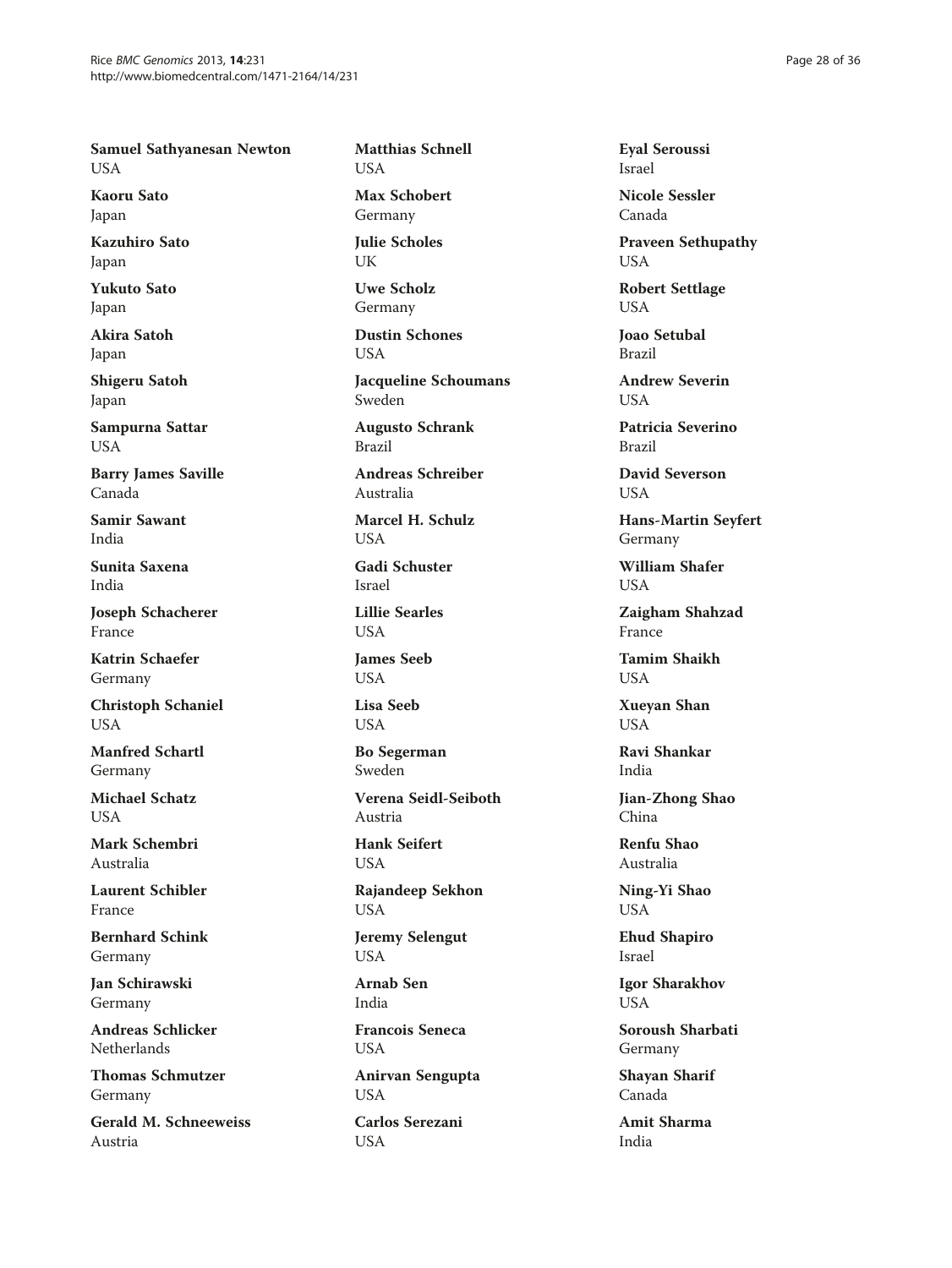**Samuel Sathyanesan Newton**
USA

**Kaoru Sato**
Japan

**Kazuhiro Sato**
Japan

**Yukuto Sato**
Japan

**Akira Satoh**
Japan

**Shigeru Satoh**
Japan

**Sampurna Sattar**
USA

**Barry James Saville**
Canada

**Samir Sawant**
India

**Sunita Saxena**
India

**Joseph Schacherer**
France

**Katrin Schaefer**
Germany

**Christoph Schaniel**
USA

**Manfred Schartl**
Germany

**Michael Schatz**
USA

**Mark Schembri**
Australia

**Laurent Schibler**
France

**Bernhard Schink**
Germany

**Jan Schirawski**
Germany

**Andreas Schlicker**
Netherlands

**Thomas Schmutzer**
Germany

**Gerald M. Schneeweiss**
Austria

**Matthias Schnell**
USA

**Max Schobert**
Germany

**Julie Scholes**
UK

**Uwe Scholz**
Germany

**Dustin Schones**
USA

**Jacqueline Schoumans**
Sweden

**Augusto Schrank**
Brazil

**Andreas Schreiber**
Australia

**Marcel H. Schulz**
USA

**Gadi Schuster**
Israel

**Lillie Searles**
USA

**James Seeb**
USA

**Lisa Seeb**
USA

**Bo Segerman**
Sweden

**Verena Seidl-Seiboth**
Austria

**Hank Seifert**
USA

**Rajandeep Sekhon**
USA

**Jeremy Selengut**
USA

**Arnab Sen**
India

**Francois Seneca**
USA

**Anirvan Sengupta**
USA

**Carlos Serezani**
USA

**Eyal Seroussi**
Israel

**Nicole Sessler**
Canada

**Praveen Sethupathy**
USA

**Robert Settlage**
USA

**Joao Setubal**
Brazil

**Andrew Severin**
USA

**Patricia Severino**
Brazil

**David Severson**
USA

**Hans-Martin Seyfert**
Germany

**William Shafer**
USA

**Zaigham Shahzad**
France

**Tamim Shaikh**
USA

**Xueyan Shan**
USA

**Ravi Shankar**
India

**Jian-Zhong Shao**
China

**Renfu Shao**
Australia

**Ning-Yi Shao**
USA

**Ehud Shapiro**
Israel

**Igor Sharakhov**
USA

**Soroush Sharbati**
Germany

**Shayan Sharif**
Canada

**Amit Sharma**
India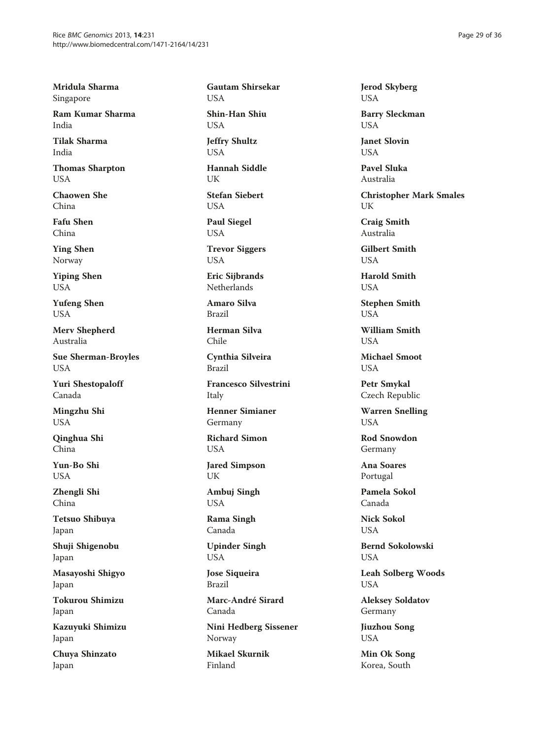**Mridula Sharma**
Singapore

**Ram Kumar Sharma**
India

**Tilak Sharma**
India

**Thomas Sharpton**
USA

**Chaowen She**
China

**Fafu Shen**
China

**Ying Shen**
Norway

**Yiping Shen**
USA

**Yufeng Shen**
USA

**Merv Shepherd**
Australia

**Sue Sherman-Broyles**
USA

**Yuri Shestopaloff**
Canada

**Mingzhu Shi**
USA

**Qinghua Shi**
China

**Yun-Bo Shi**
USA

**Zhengli Shi**
China

**Tetsuo Shibuya**
Japan

**Shuji Shigenobu**
Japan

**Masayoshi Shigyo**
Japan

**Tokurou Shimizu**
Japan

**Kazuyuki Shimizu**
Japan

**Chuya Shinzato**
Japan

**Gautam Shirsekar**
USA

**Shin-Han Shiu**
USA

**Jeffry Shultz**
USA

**Hannah Siddle**
UK

**Stefan Siebert**
USA

**Paul Siegel**
USA

**Trevor Siggers**
USA

**Eric Sijbrands**
Netherlands

**Amaro Silva**
Brazil

**Herman Silva**
Chile

**Cynthia Silveira**
Brazil

**Francesco Silvestrini**
Italy

**Henner Simianer**
Germany

**Richard Simon**
USA

**Jared Simpson**
UK

**Ambuj Singh**
USA

**Rama Singh**
Canada

**Upinder Singh**
USA

**Jose Siqueira**
Brazil

**Marc-André Sirard**
Canada

**Nini Hedberg Sissener**
Norway

**Mikael Skurnik**
Finland

**Jerod Skyberg**
USA

**Barry Sleckman**
USA

**Janet Slovin**
USA

**Pavel Sluka**
Australia

**Christopher Mark Smales**
UK

**Craig Smith**
Australia

**Gilbert Smith**
USA

**Harold Smith**
USA

**Stephen Smith**
USA

**William Smith**
USA

**Michael Smoot**
USA

**Petr Smykal**
Czech Republic

**Warren Snelling**
USA

**Rod Snowdon**
Germany

**Ana Soares**
Portugal

**Pamela Sokol**
Canada

**Nick Sokol**
USA

**Bernd Sokolowski**
USA

**Leah Solberg Woods**
USA

**Aleksey Soldatov**
Germany

**Jiuzhou Song**
USA

**Min Ok Song**
Korea, South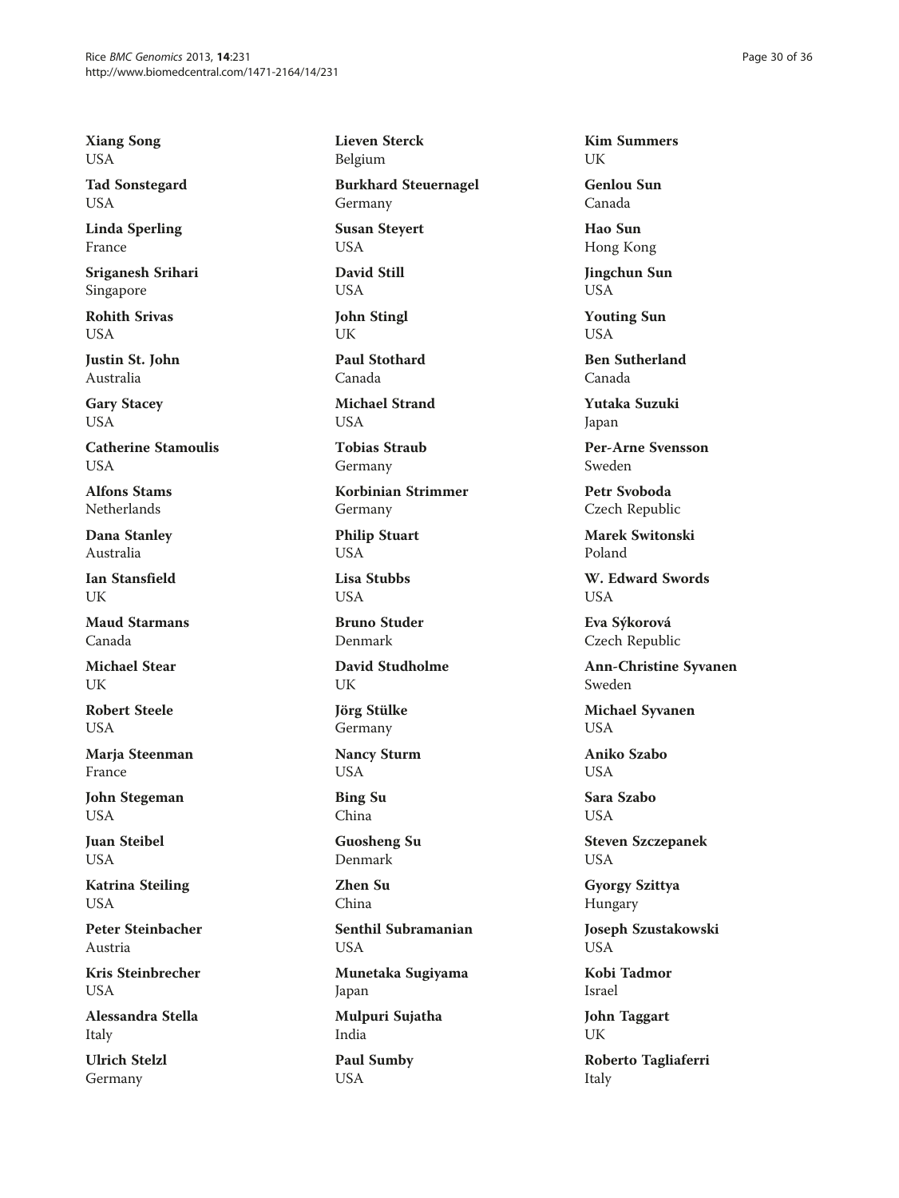**Xiang Song**
USA

**Tad Sonstegard**
USA

**Linda Sperling**
France

**Sriganesh Srihari**
Singapore

**Rohith Srivas**
USA

**Justin St. John**
Australia

**Gary Stacey**
USA

**Catherine Stamoulis**
USA

**Alfons Stams**
Netherlands

**Dana Stanley**
Australia

**Ian Stansfield**
UK

**Maud Starmans**
Canada

**Michael Stear**
UK

**Robert Steele**
USA

**Marja Steenman**
France

**John Stegeman**
USA

**Juan Steibel**
USA

**Katrina Steiling**
USA

**Peter Steinbacher**
Austria

**Kris Steinbrecher**
USA

**Alessandra Stella**
Italy

**Ulrich Stelzl**
Germany

**Lieven Sterck**
Belgium

**Burkhard Steuernagel**
Germany

**Susan Steyert**
USA

**David Still**
USA

**John Stingl**
UK

**Paul Stothard**
Canada

**Michael Strand**
USA

**Tobias Straub**
Germany

**Korbinian Strimmer**
Germany

**Philip Stuart**
USA

**Lisa Stubbs**
USA

**Bruno Studer**
Denmark

**David Studholme**
UK

**Jörg Stülke**
Germany

**Nancy Sturm**
USA

**Bing Su**
China

**Guosheng Su**
Denmark

**Zhen Su**
China

**Senthil Subramanian**
USA

**Munetaka Sugiyama**
Japan

**Mulpuri Sujatha**
India

**Paul Sumby**
USA

**Kim Summers**
UK

**Genlou Sun**
Canada

**Hao Sun**
Hong Kong

**Jingchun Sun**
USA

**Youting Sun**
USA

**Ben Sutherland**
Canada

**Yutaka Suzuki**
Japan

**Per-Arne Svensson**
Sweden

**Petr Svoboda**
Czech Republic

**Marek Switonski**
Poland

**W. Edward Swords**
USA

**Eva Sýkorová**
Czech Republic

**Ann-Christine Syvanen**
Sweden

**Michael Syvanen**
USA

**Aniko Szabo**
USA

**Sara Szabo**
USA

**Steven Szczepanek**
USA

**Gyorgy Szittya**
Hungary

**Joseph Szustakowski**
USA

**Kobi Tadmor**
Israel

**John Taggart**
UK

**Roberto Tagliaferri**
Italy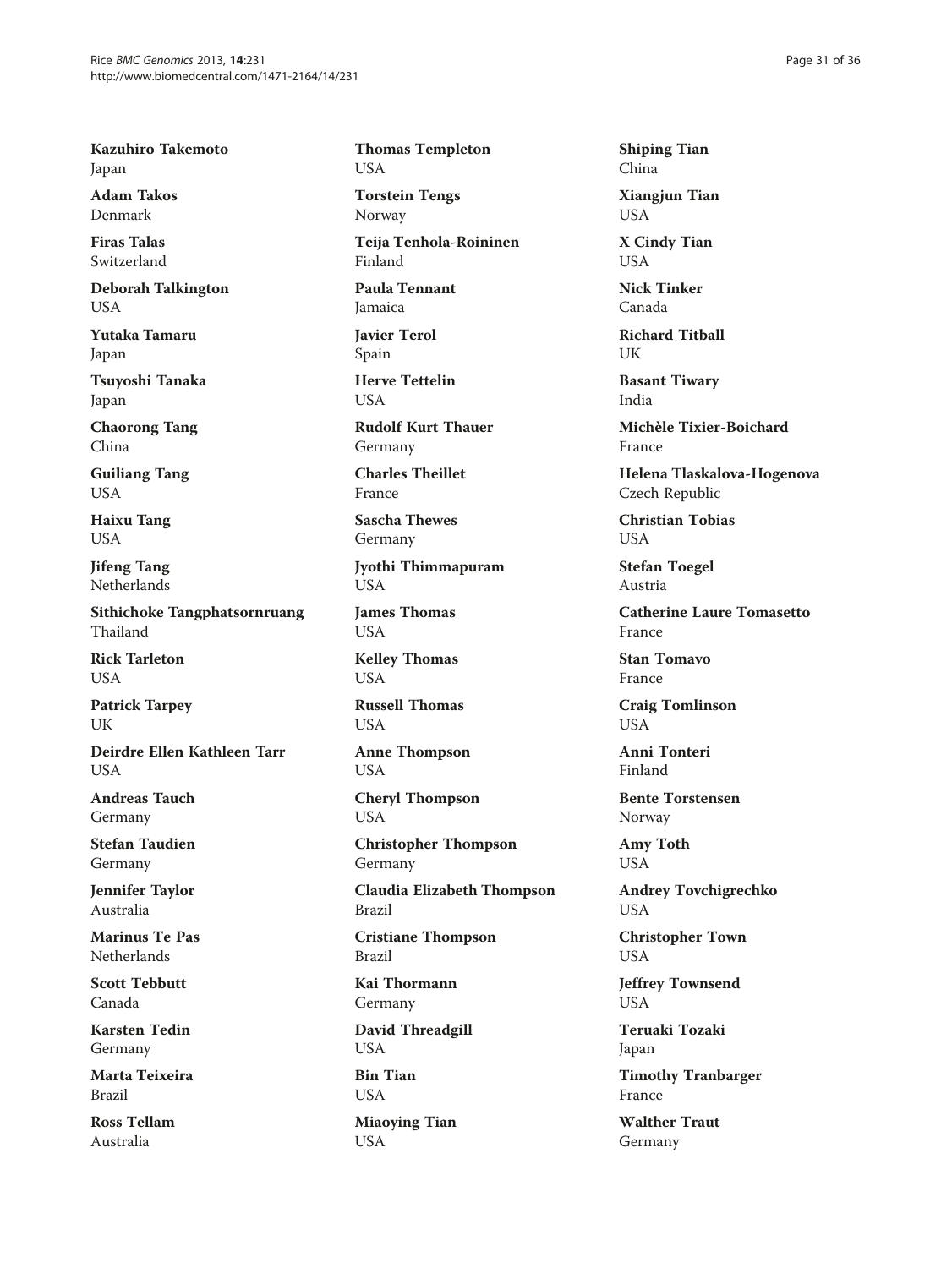**Kazuhiro Takemoto**
Japan

**Adam Takos**
Denmark

**Firas Talas**
Switzerland

**Deborah Talkington**
USA

**Yutaka Tamaru**
Japan

**Tsuyoshi Tanaka**
Japan

**Chaorong Tang**
China

**Guiliang Tang**
USA

**Haixu Tang**
USA

**Jifeng Tang**
Netherlands

**Sithichoke Tangphatsornruang**
Thailand

**Rick Tarleton**
USA

**Patrick Tarpey**
UK

**Deirdre Ellen Kathleen Tarr**
USA

**Andreas Tauch**
Germany

**Stefan Taudien**
Germany

**Jennifer Taylor**
Australia

**Marinus Te Pas**
Netherlands

**Scott Tebbutt**
Canada

**Karsten Tedin**
Germany

**Marta Teixeira**
Brazil

**Ross Tellam**
Australia

**Thomas Templeton**
USA

**Torstein Tengs**
Norway

**Teija Tenhola-Roininen**
Finland

**Paula Tennant**
Jamaica

**Javier Terol**
Spain

**Herve Tettelin**
USA

**Rudolf Kurt Thauer**
Germany

**Charles Theillet**
France

**Sascha Thewes**
Germany

**Jyothi Thimmapuram**
USA

**James Thomas**
USA

**Kelley Thomas**
USA

**Russell Thomas**
USA

**Anne Thompson**
USA

**Cheryl Thompson**
USA

**Christopher Thompson**
Germany

**Claudia Elizabeth Thompson**
Brazil

**Cristiane Thompson**
Brazil

**Kai Thormann**
Germany

**David Threadgill**
USA

**Bin Tian**
USA

**Miaoying Tian**
USA

**Shiping Tian**
China

**Xiangjun Tian**
USA

**X Cindy Tian**
USA

**Nick Tinker**
Canada

**Richard Titball**
UK

**Basant Tiwary**
India

**Michèle Tixier-Boichard**
France

**Helena Tlaskalova-Hogenova**
Czech Republic

**Christian Tobias**
USA

**Stefan Toegel**
Austria

**Catherine Laure Tomasetto**
France

**Stan Tomavo**
France

**Craig Tomlinson**
USA

**Anni Tonteri**
Finland

**Bente Torstensen**
Norway

**Amy Toth**
USA

**Andrey Tovchigrechko**
USA

**Christopher Town**
USA

**Jeffrey Townsend**
USA

**Teruaki Tozaki**
Japan

**Timothy Tranbarger**
France

**Walther Traut**
Germany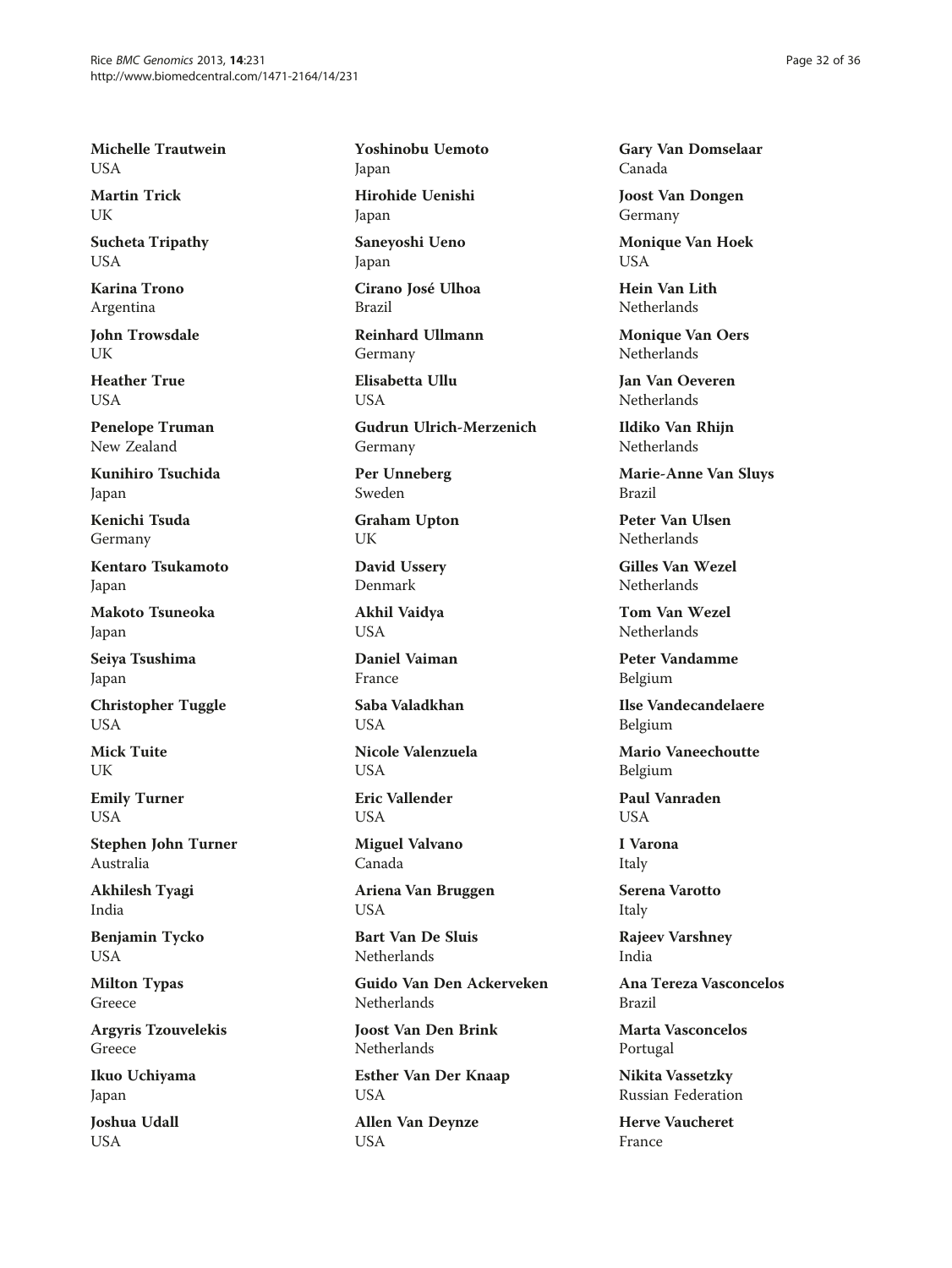**Michelle Trautwein**
USA

**Martin Trick**
UK

**Sucheta Tripathy**
USA

**Karina Trono**
Argentina

**John Trowsdale**
UK

**Heather True**
USA

**Penelope Truman**
New Zealand

**Kunihiro Tsuchida**
Japan

**Kenichi Tsuda**
Germany

**Kentaro Tsukamoto**
Japan

**Makoto Tsuneoka**
Japan

**Seiya Tsushima**
Japan

**Christopher Tuggle**
USA

**Mick Tuite**
UK

**Emily Turner**
USA

**Stephen John Turner**
Australia

**Akhilesh Tyagi**
India

**Benjamin Tycko**
USA

**Milton Typas**
Greece

**Argyris Tzouvelekis**
Greece

**Ikuo Uchiyama**
Japan

**Joshua Udall**
USA

**Yoshinobu Uemoto**
Japan

**Hirohide Uenishi**
Japan

**Saneyoshi Ueno**
Japan

**Cirano José Ulhoa**
Brazil

**Reinhard Ullmann**
Germany

**Elisabetta Ullu**
USA

**Gudrun Ulrich-Merzenich**
Germany

**Per Unneberg**
Sweden

**Graham Upton**
UK

**David Ussery**
Denmark

**Akhil Vaidya**
USA

**Daniel Vaiman**
France

**Saba Valadkhan**
USA

**Nicole Valenzuela**
USA

**Eric Vallender**
USA

**Miguel Valvano**
Canada

**Ariena Van Bruggen**
USA

**Bart Van De Sluis**
Netherlands

**Guido Van Den Ackerveken**
Netherlands

**Joost Van Den Brink**
Netherlands

**Esther Van Der Knaap**
USA

**Allen Van Deynze**
USA

**Gary Van Domselaar**
Canada

**Joost Van Dongen**
Germany

**Monique Van Hoek**
USA

**Hein Van Lith**
Netherlands

**Monique Van Oers**
Netherlands

**Jan Van Oeveren**
Netherlands

**Ildiko Van Rhijn**
Netherlands

**Marie-Anne Van Sluys**
Brazil

**Peter Van Ulsen**
Netherlands

**Gilles Van Wezel**
Netherlands

**Tom Van Wezel**
Netherlands

**Peter Vandamme**
Belgium

**Ilse Vandecandelaere**
Belgium

**Mario Vaneechoutte**
Belgium

**Paul Vanraden**
USA

**I Varona**
Italy

**Serena Varotto**
Italy

**Rajeev Varshney**
India

**Ana Tereza Vasconcelos**
Brazil

**Marta Vasconcelos**
Portugal

**Nikita Vassetzky**
Russian Federation

**Herve Vaucheret**
France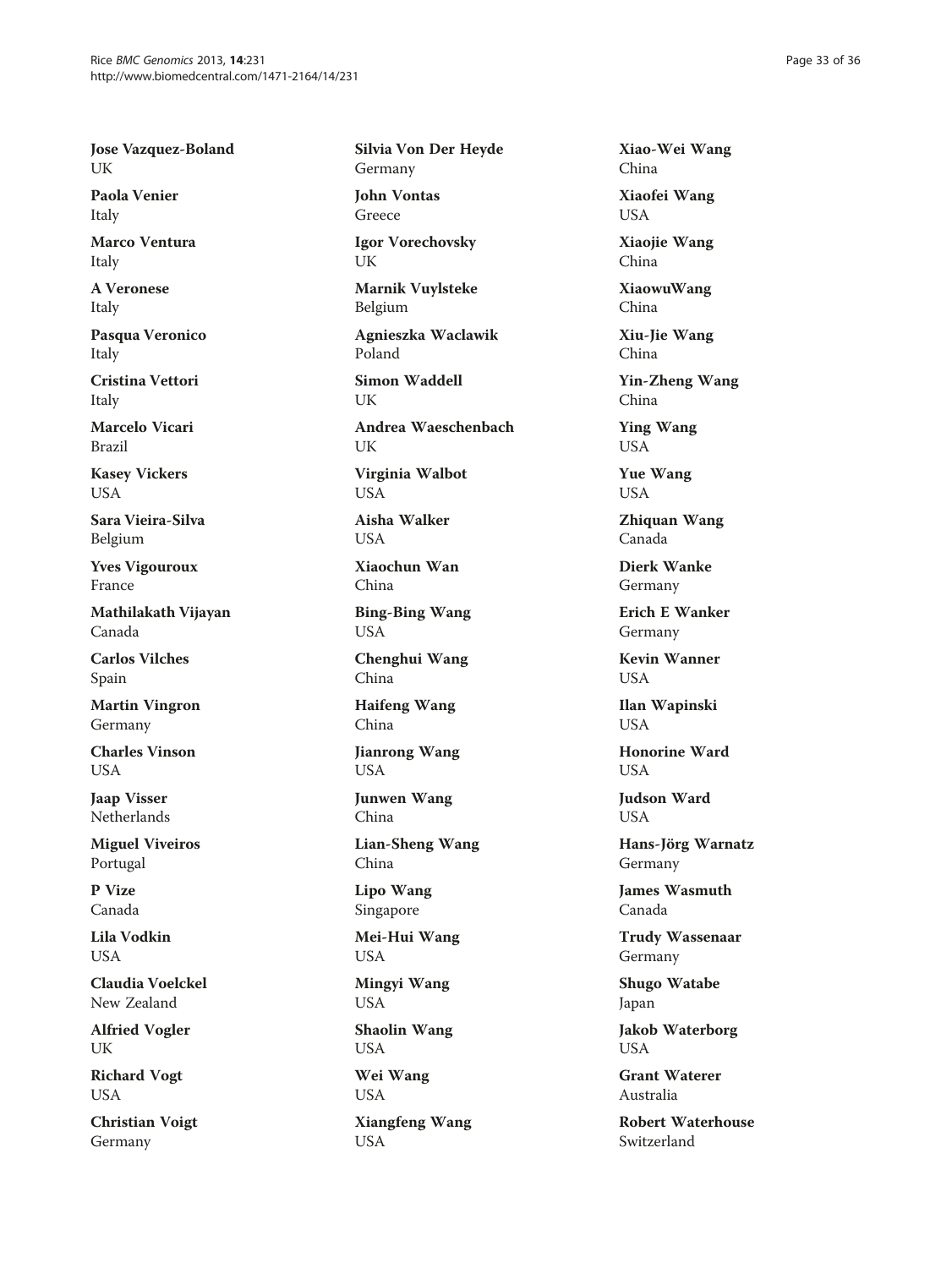**Jose Vazquez-Boland**
UK

**Paola Venier**
Italy

**Marco Ventura**
Italy

**A Veronese**
Italy

**Pasqua Veronico**
Italy

**Cristina Vettori**
Italy

**Marcelo Vicari**
Brazil

**Kasey Vickers**
USA

**Sara Vieira-Silva**
Belgium

**Yves Vigouroux**
France

**Mathilakath Vijayan**
Canada

**Carlos Vilches**
Spain

**Martin Vingron**
Germany

**Charles Vinson**
USA

**Jaap Visser**
Netherlands

**Miguel Viveiros**
Portugal

**P Vize**
Canada

**Lila Vodkin**
USA

**Claudia Voelckel**
New Zealand

**Alfried Vogler**
UK

**Richard Vogt**
USA

**Christian Voigt**
Germany

**Silvia Von Der Heyde**
Germany

**John Vontas**
Greece

**Igor Vorechovsky**
UK

**Marnik Vuylsteke**
Belgium

**Agnieszka Waclawik**
Poland

**Simon Waddell**
UK

**Andrea Waeschenbach**
UK

**Virginia Walbot**
USA

**Aisha Walker**
USA

**Xiaochun Wan**
China

**Bing-Bing Wang**
USA

**Chenghui Wang**
China

**Haifeng Wang**
China

**Jianrong Wang**
USA

**Junwen Wang**
China

**Lian-Sheng Wang**
China

**Lipo Wang**
Singapore

**Mei-Hui Wang**
USA

**Mingyi Wang**
USA

**Shaolin Wang**
USA

**Wei Wang**
USA

**Xiangfeng Wang**
USA

**Xiao-Wei Wang**
China

**Xiaofei Wang**
USA

**Xiaojie Wang**
China

**XiaowuWang**
China

**Xiu-Jie Wang**
China

**Yin-Zheng Wang**
China

**Ying Wang**
USA

**Yue Wang**
USA

**Zhiquan Wang**
Canada

**Dierk Wanke**
Germany

**Erich E Wanker**
Germany

**Kevin Wanner**
USA

**Ilan Wapinski**
USA

**Honorine Ward**
USA

**Judson Ward**
USA

**Hans-Jörg Warnatz**
Germany

**James Wasmuth**
Canada

**Trudy Wassenaar**
Germany

**Shugo Watabe**
Japan

**Jakob Waterborg**
USA

**Grant Waterer**
Australia

**Robert Waterhouse**
Switzerland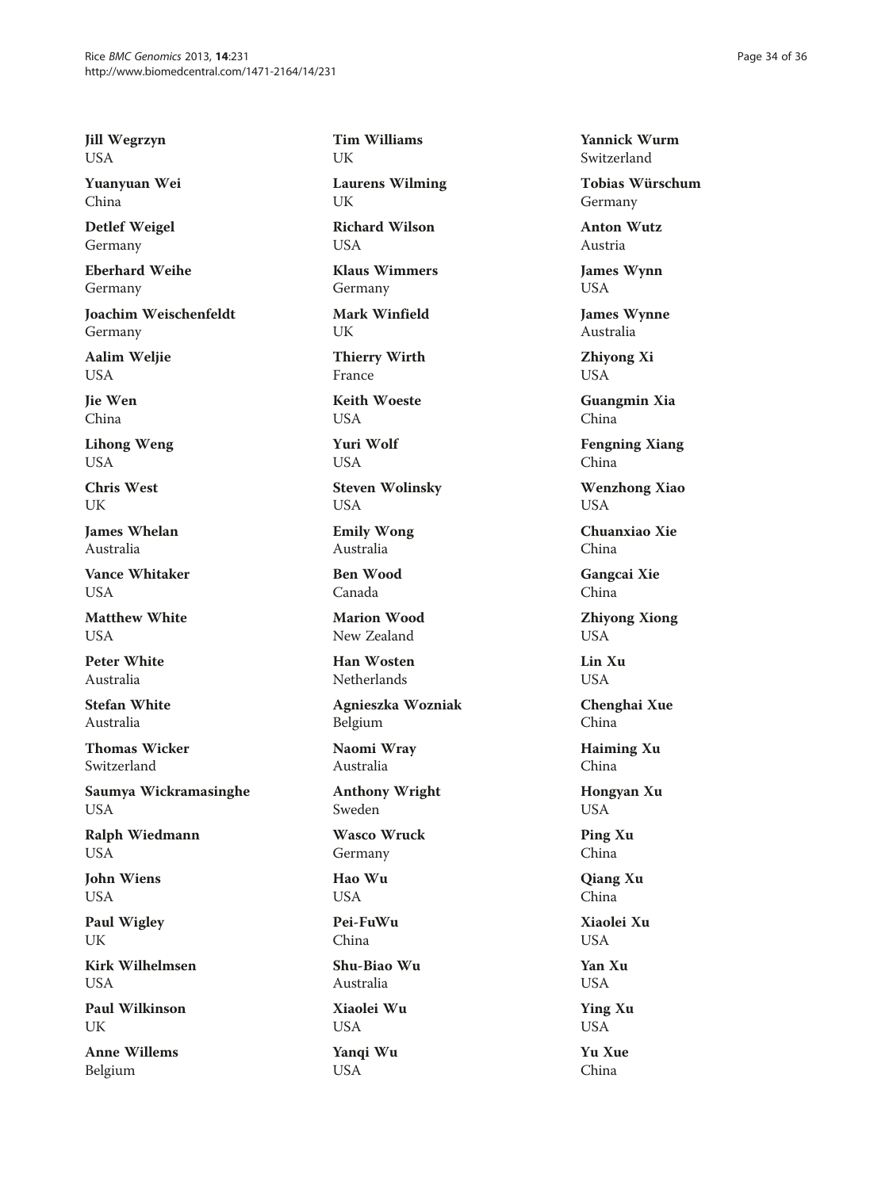**Jill Wegrzyn**
USA

**Yuanyuan Wei**
China

**Detlef Weigel**
Germany

**Eberhard Weihe**
Germany

**Joachim Weischenfeldt**
Germany

**Aalim Weljie**
USA

**Jie Wen**
China

**Lihong Weng**
USA

**Chris West**
UK

**James Whelan**
Australia

**Vance Whitaker**
USA

**Matthew White**
USA

**Peter White**
Australia

**Stefan White**
Australia

**Thomas Wicker**
Switzerland

**Saumya Wickramasinghe**
USA

**Ralph Wiedmann**
USA

**John Wiens**
USA

**Paul Wigley**
UK

**Kirk Wilhelmsen**
USA

**Paul Wilkinson**
UK

**Anne Willems**
Belgium

**Tim Williams**
UK

**Laurens Wilming**
UK

**Richard Wilson**
USA

**Klaus Wimmers**
Germany

**Mark Winfield**
UK

**Thierry Wirth**
France

**Keith Woeste**
USA

**Yuri Wolf**
USA

**Steven Wolinsky**
USA

**Emily Wong**
Australia

**Ben Wood**
Canada

**Marion Wood**
New Zealand

**Han Wosten**
Netherlands

**Agnieszka Wozniak**
Belgium

**Naomi Wray**
Australia

**Anthony Wright**
Sweden

**Wasco Wruck**
Germany

**Hao Wu**
USA

**Pei-FuWu**
China

**Shu-Biao Wu**
Australia

**Xiaolei Wu**
USA

**Yanqi Wu**
USA

**Yannick Wurm**
Switzerland

**Tobias Würschum**
Germany

**Anton Wutz**
Austria

**James Wynn**
USA

**James Wynne**
Australia

**Zhiyong Xi**
USA

**Guangmin Xia**
China

**Fengning Xiang**
China

**Wenzhong Xiao**
USA

**Chuanxiao Xie**
China

**Gangcai Xie**
China

**Zhiyong Xiong**
USA

**Lin Xu**
USA

**Chenghai Xue**
China

**Haiming Xu**
China

**Hongyan Xu**
USA

**Ping Xu**
China

**Qiang Xu**
China

**Xiaolei Xu**
USA

**Yan Xu**
USA

**Ying Xu**
USA

**Yu Xue**
China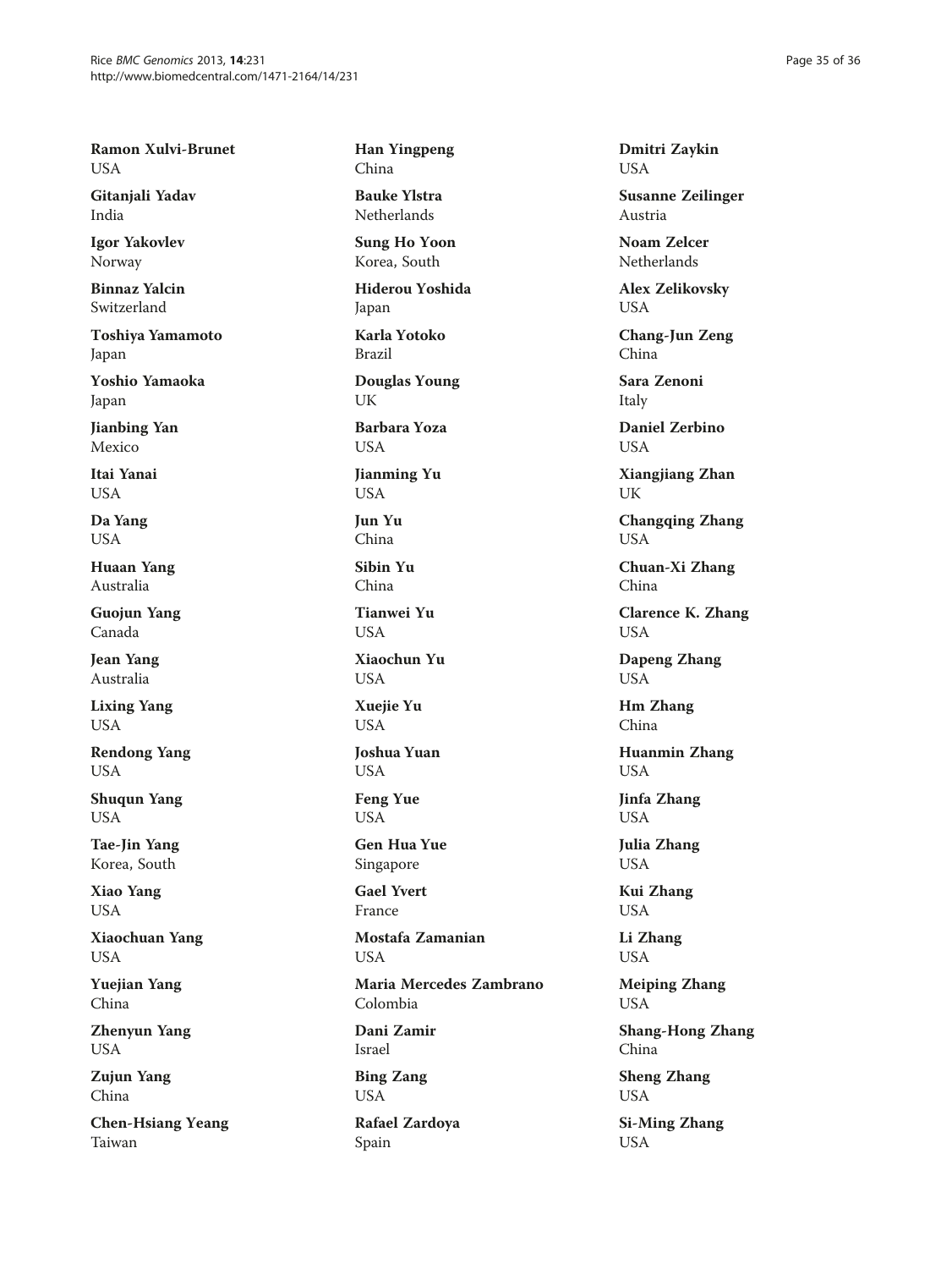**Ramon Xulvi-Brunet**
USA

**Gitanjali Yadav**
India

**Igor Yakovlev**
Norway

**Binnaz Yalcin**
Switzerland

**Toshiya Yamamoto**
Japan

**Yoshio Yamaoka**
Japan

**Jianbing Yan**
Mexico

**Itai Yanai**
USA

**Da Yang**
USA

**Huaan Yang**
Australia

**Guojun Yang**
Canada

**Jean Yang**
Australia

**Lixing Yang**
USA

**Rendong Yang**
USA

**Shuqun Yang**
USA

**Tae-Jin Yang**
Korea, South

**Xiao Yang**
USA

**Xiaochuan Yang**
USA

**Yuejian Yang**
China

**Zhenyun Yang**
USA

**Zujun Yang**
China

**Chen-Hsiang Yeang**
Taiwan

**Han Yingpeng**
China

**Bauke Ylstra**
Netherlands

**Sung Ho Yoon**
Korea, South

**Hiderou Yoshida**
Japan

**Karla Yotoko**
Brazil

**Douglas Young**
UK

**Barbara Yoza**
USA

**Jianming Yu**
USA

**Jun Yu**
China

**Sibin Yu**
China

**Tianwei Yu**
USA

**Xiaochun Yu**
USA

**Xuejie Yu**
USA

**Joshua Yuan**
USA

**Feng Yue**
USA

**Gen Hua Yue**
Singapore

**Gael Yvert**
France

**Mostafa Zamanian**
USA

**Maria Mercedes Zambrano**
Colombia

**Dani Zamir**
Israel

**Bing Zang**
USA

**Rafael Zardoya**
Spain

**Dmitri Zaykin**
USA

**Susanne Zeilinger**
Austria

**Noam Zelcer**
Netherlands

**Alex Zelikovsky**
USA

**Chang-Jun Zeng**
China

**Sara Zenoni**
Italy

**Daniel Zerbino**
USA

**Xiangjiang Zhan**
UK

**Changqing Zhang**
USA

**Chuan-Xi Zhang**
China

**Clarence K. Zhang**
USA

**Dapeng Zhang**
USA

**Hm Zhang**
China

**Huanmin Zhang**
USA

**Jinfa Zhang**
USA

**Julia Zhang**
USA

**Kui Zhang**
USA

**Li Zhang**
USA

**Meiping Zhang**
USA

**Shang-Hong Zhang**
China

**Sheng Zhang**
USA

**Si-Ming Zhang**
USA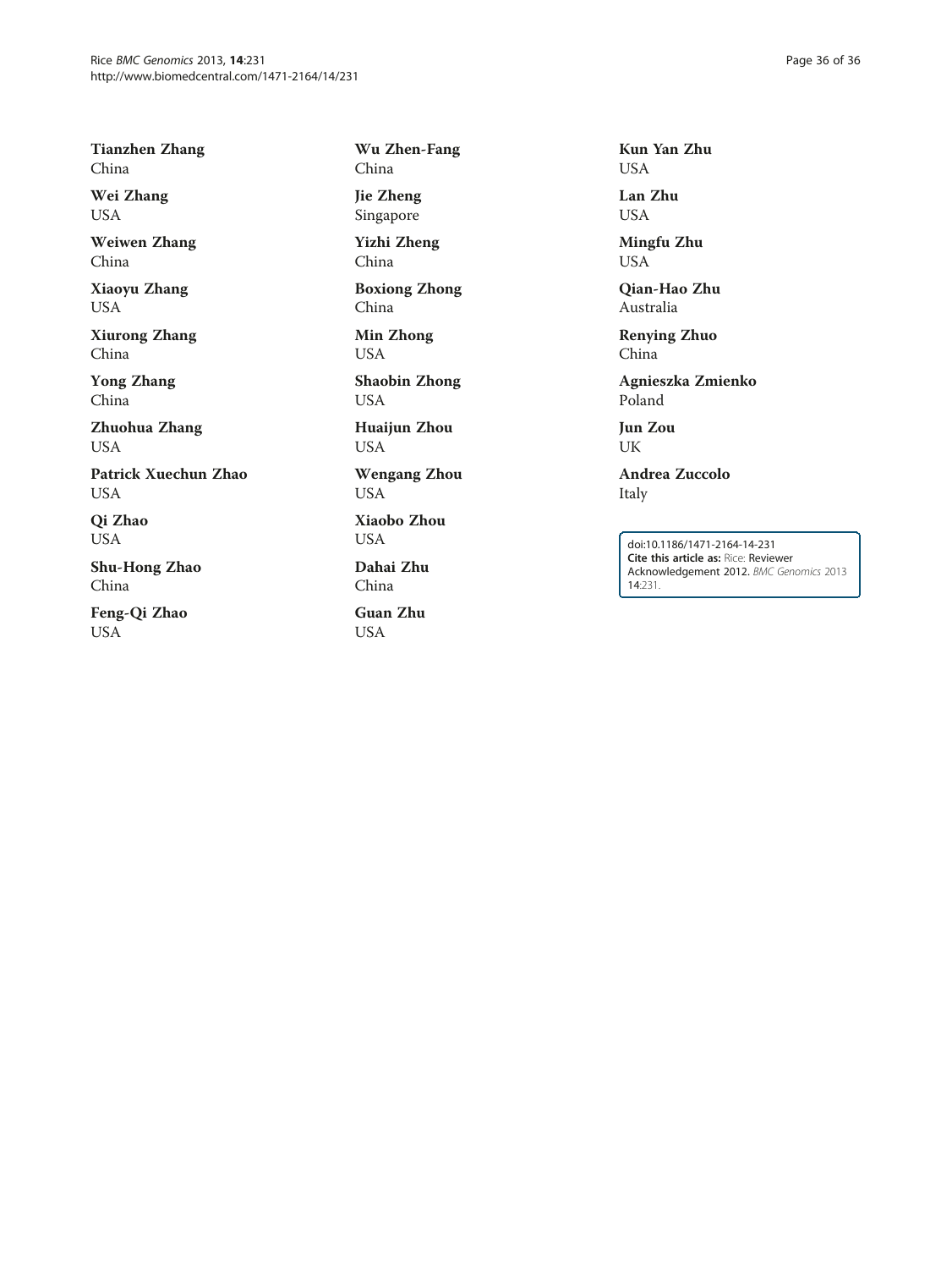**Tianzhen Zhang**
China

**Wei Zhang**
USA

**Weiwen Zhang**
China

**Xiaoyu Zhang**
USA

**Xiurong Zhang**
China

**Yong Zhang**
China

**Zhuohua Zhang**
USA

**Patrick Xuechun Zhao**
USA

**Qi Zhao**
USA

**Shu-Hong Zhao**
China

**Feng-Qi Zhao**
USA

**Wu Zhen-Fang**
China

**Jie Zheng**
Singapore

**Yizhi Zheng**
China

**Boxiong Zhong**
China

**Min Zhong**
USA

**Shaobin Zhong**
USA

**Huaijun Zhou**
USA

**Wengang Zhou**
USA

**Xiaobo Zhou**
USA

**Dahai Zhu**
China

**Guan Zhu**
USA

**Kun Yan Zhu**
USA

**Lan Zhu**
USA

**Mingfu Zhu**
USA

**Qian-Hao Zhu**
Australia

**Renying Zhuo**
China

**Agnieszka Zmienko**
Poland

**Jun Zou**
UK

**Andrea Zuccolo**
Italy

doi:10.1186/1471-2164-14-231
**Cite this article as:** Rice: Reviewer Acknowledgement 2012. *BMC Genomics* 2013 **14**:231.